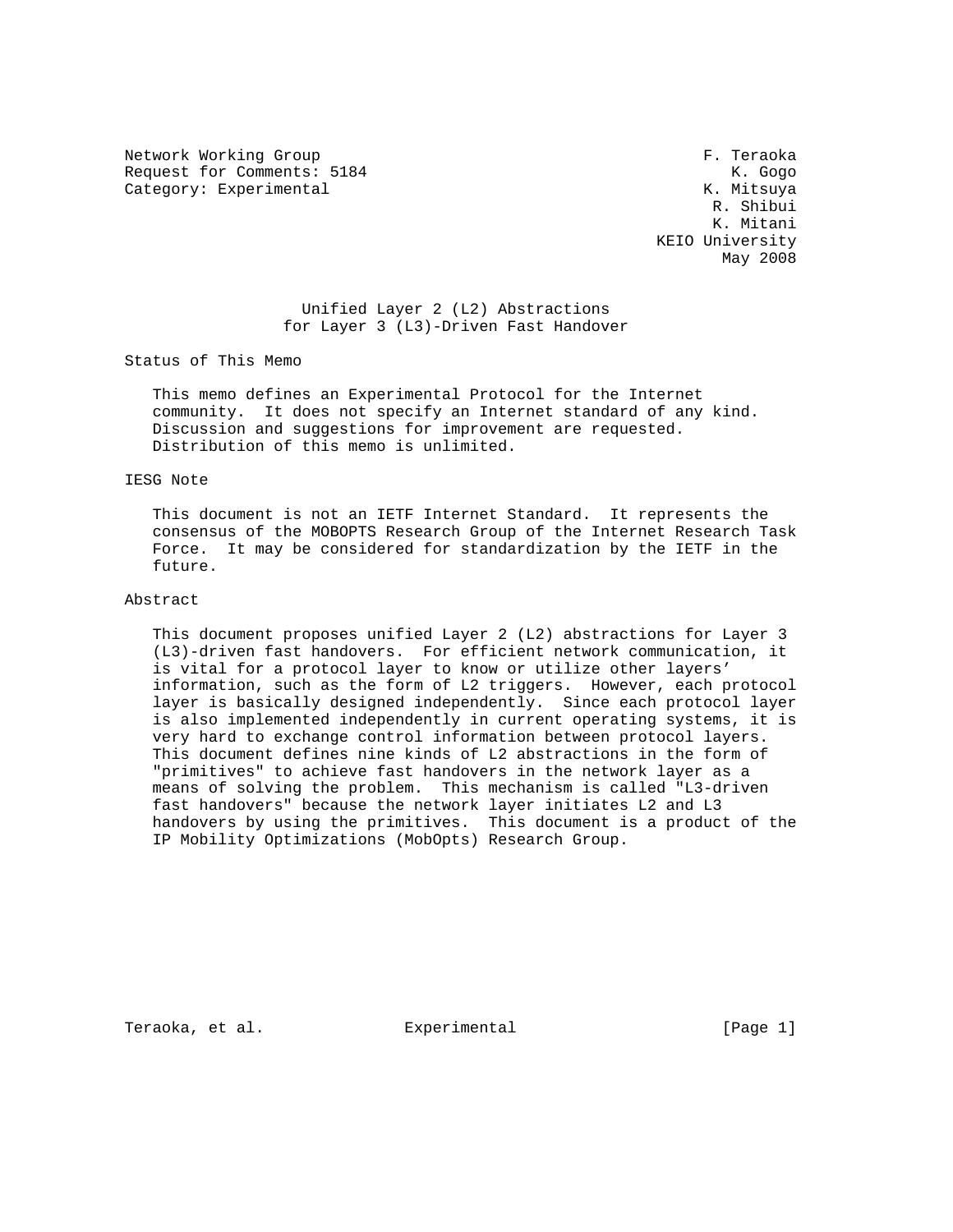Network Working Group F. Teraoka
Request for Comments: 5184 K. Gogo
Category: Experimental K. Mitsuya
R. Shibui
K. Mitani
KEIO University
May 2008

# Unified Layer 2 (L2) Abstractions for Layer 3 (L3)-Driven Fast Handover

## Status of This Memo

This memo defines an Experimental Protocol for the Internet community. It does not specify an Internet standard of any kind. Discussion and suggestions for improvement are requested. Distribution of this memo is unlimited.

## IESG Note

This document is not an IETF Internet Standard. It represents the consensus of the MOBOPTS Research Group of the Internet Research Task Force. It may be considered for standardization by the IETF in the future.

## Abstract

This document proposes unified Layer 2 (L2) abstractions for Layer 3 (L3)-driven fast handovers. For efficient network communication, it is vital for a protocol layer to know or utilize other layers' information, such as the form of L2 triggers. However, each protocol layer is basically designed independently. Since each protocol layer is also implemented independently in current operating systems, it is very hard to exchange control information between protocol layers. This document defines nine kinds of L2 abstractions in the form of "primitives" to achieve fast handovers in the network layer as a means of solving the problem. This mechanism is called "L3-driven fast handovers" because the network layer initiates L2 and L3 handovers by using the primitives. This document is a product of the IP Mobility Optimizations (MobOpts) Research Group.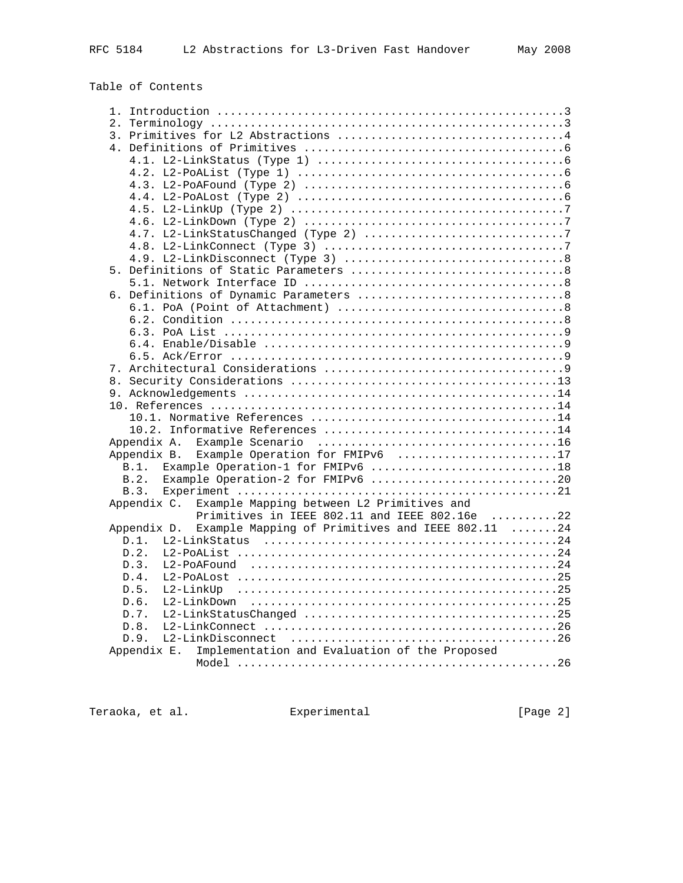Table of Contents

```
   1. Introduction ....................................................3
   2. Terminology .....................................................3
   3. Primitives for L2 Abstractions ..................................4
   4. Definitions of Primitives .......................................6
      4.1. L2-LinkStatus (Type 1) .....................................6
      4.2. L2-PoAList (Type 1) ........................................6
      4.3. L2-PoAFound (Type 2) .......................................6
      4.4. L2-PoALost (Type 2) ........................................6
      4.5. L2-LinkUp (Type 2) .........................................7
      4.6. L2-LinkDown (Type 2) .......................................7
      4.7. L2-LinkStatusChanged (Type 2) ..............................7
      4.8. L2-LinkConnect (Type 3) ....................................7
      4.9. L2-LinkDisconnect (Type 3) .................................8
   5. Definitions of Static Parameters ................................8
      5.1. Network Interface ID .......................................8
   6. Definitions of Dynamic Parameters ...............................8
      6.1. PoA (Point of Attachment) ..................................8
      6.2. Condition ..................................................8
      6.3. PoA List ...................................................9
      6.4. Enable/Disable .............................................9
      6.5. Ack/Error ..................................................9
   7. Architectural Considerations ....................................9
   8. Security Considerations ........................................13
   9. Acknowledgements ...............................................14
   10. References ....................................................14
      10.1. Normative References .....................................14
      10.2. Informative References ...................................14
   Appendix A.  Example Scenario  ....................................16
   Appendix B.  Example Operation for FMIPv6  ........................17
     B.1.  Example Operation-1 for FMIPv6 ............................18
     B.2.  Example Operation-2 for FMIPv6 ............................20
     B.3.  Experiment ................................................21
   Appendix C.  Example Mapping between L2 Primitives and
                Primitives in IEEE 802.11 and IEEE 802.16e  ..........22
   Appendix D.  Example Mapping of Primitives and IEEE 802.11  .......24
     D.1.  L2-LinkStatus  ............................................24
     D.2.  L2-PoAList ................................................24
     D.3.  L2-PoAFound  ..............................................24
     D.4.  L2-PoALost ................................................25
     D.5.  L2-LinkUp  ................................................25
     D.6.  L2-LinkDown  ..............................................25
     D.7.  L2-LinkStatusChanged ......................................25
     D.8.  L2-LinkConnect ............................................26
     D.9.  L2-LinkDisconnect  ........................................26
   Appendix E.  Implementation and Evaluation of the Proposed
                Model ................................................26
```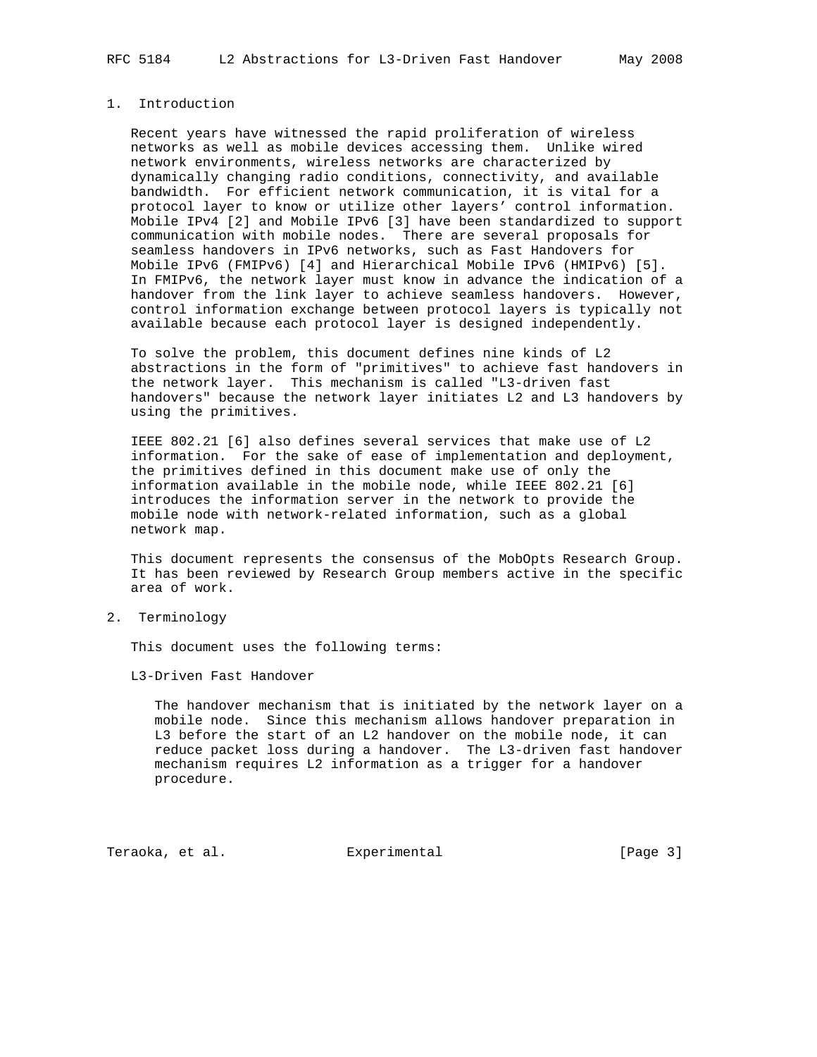# 1. Introduction

Recent years have witnessed the rapid proliferation of wireless networks as well as mobile devices accessing them. Unlike wired network environments, wireless networks are characterized by dynamically changing radio conditions, connectivity, and available bandwidth. For efficient network communication, it is vital for a protocol layer to know or utilize other layers' control information. Mobile IPv4 [2] and Mobile IPv6 [3] have been standardized to support communication with mobile nodes. There are several proposals for seamless handovers in IPv6 networks, such as Fast Handovers for Mobile IPv6 (FMIPv6) [4] and Hierarchical Mobile IPv6 (HMIPv6) [5]. In FMIPv6, the network layer must know in advance the indication of a handover from the link layer to achieve seamless handovers. However, control information exchange between protocol layers is typically not available because each protocol layer is designed independently.

To solve the problem, this document defines nine kinds of L2 abstractions in the form of "primitives" to achieve fast handovers in the network layer. This mechanism is called "L3-driven fast handovers" because the network layer initiates L2 and L3 handovers by using the primitives.

IEEE 802.21 [6] also defines several services that make use of L2 information. For the sake of ease of implementation and deployment, the primitives defined in this document make use of only the information available in the mobile node, while IEEE 802.21 [6] introduces the information server in the network to provide the mobile node with network-related information, such as a global network map.

This document represents the consensus of the MobOpts Research Group. It has been reviewed by Research Group members active in the specific area of work.

# 2. Terminology

This document uses the following terms:

L3-Driven Fast Handover

The handover mechanism that is initiated by the network layer on a mobile node. Since this mechanism allows handover preparation in L3 before the start of an L2 handover on the mobile node, it can reduce packet loss during a handover. The L3-driven fast handover mechanism requires L2 information as a trigger for a handover procedure.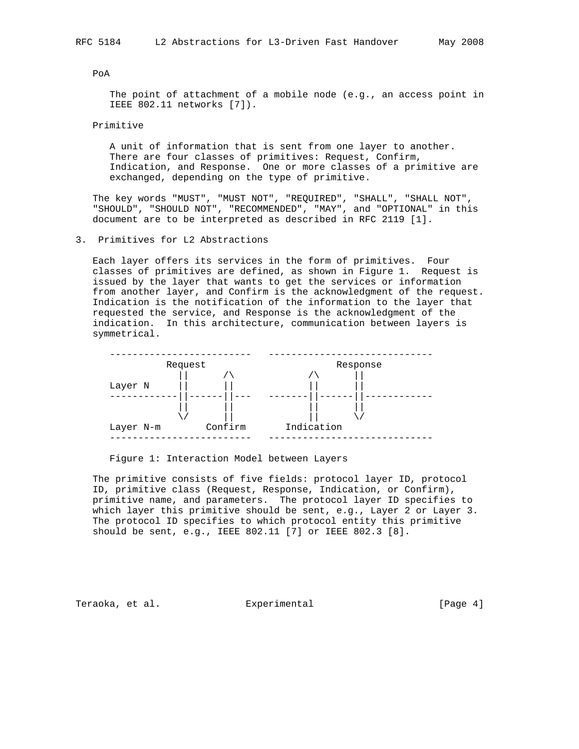PoA

The point of attachment of a mobile node (e.g., an access point in IEEE 802.11 networks [7]).

Primitive

A unit of information that is sent from one layer to another. There are four classes of primitives: Request, Confirm, Indication, and Response. One or more classes of a primitive are exchanged, depending on the type of primitive.

The key words "MUST", "MUST NOT", "REQUIRED", "SHALL", "SHALL NOT", "SHOULD", "SHOULD NOT", "RECOMMENDED", "MAY", and "OPTIONAL" in this document are to be interpreted as described in RFC 2119 [1].

## 3. Primitives for L2 Abstractions

Each layer offers its services in the form of primitives. Four classes of primitives are defined, as shown in Figure 1. Request is issued by the layer that wants to get the services or information from another layer, and Confirm is the acknowledgment of the request. Indication is the notification of the information to the layer that requested the service, and Response is the acknowledgment of the indication. In this architecture, communication between layers is symmetrical.

```
-------------------------   -----------------------------
         Request                        Response
            ||      /\            /\      ||
Layer N     ||      ||            ||      ||
------------||------||---   -------||------||------------
            ||      ||            ||      ||
            \/      ||            ||      \/
Layer N-m        Confirm       Indication
-------------------------   -----------------------------
```

Figure 1: Interaction Model between Layers

The primitive consists of five fields: protocol layer ID, protocol ID, primitive class (Request, Response, Indication, or Confirm), primitive name, and parameters. The protocol layer ID specifies to which layer this primitive should be sent, e.g., Layer 2 or Layer 3. The protocol ID specifies to which protocol entity this primitive should be sent, e.g., IEEE 802.11 [7] or IEEE 802.3 [8].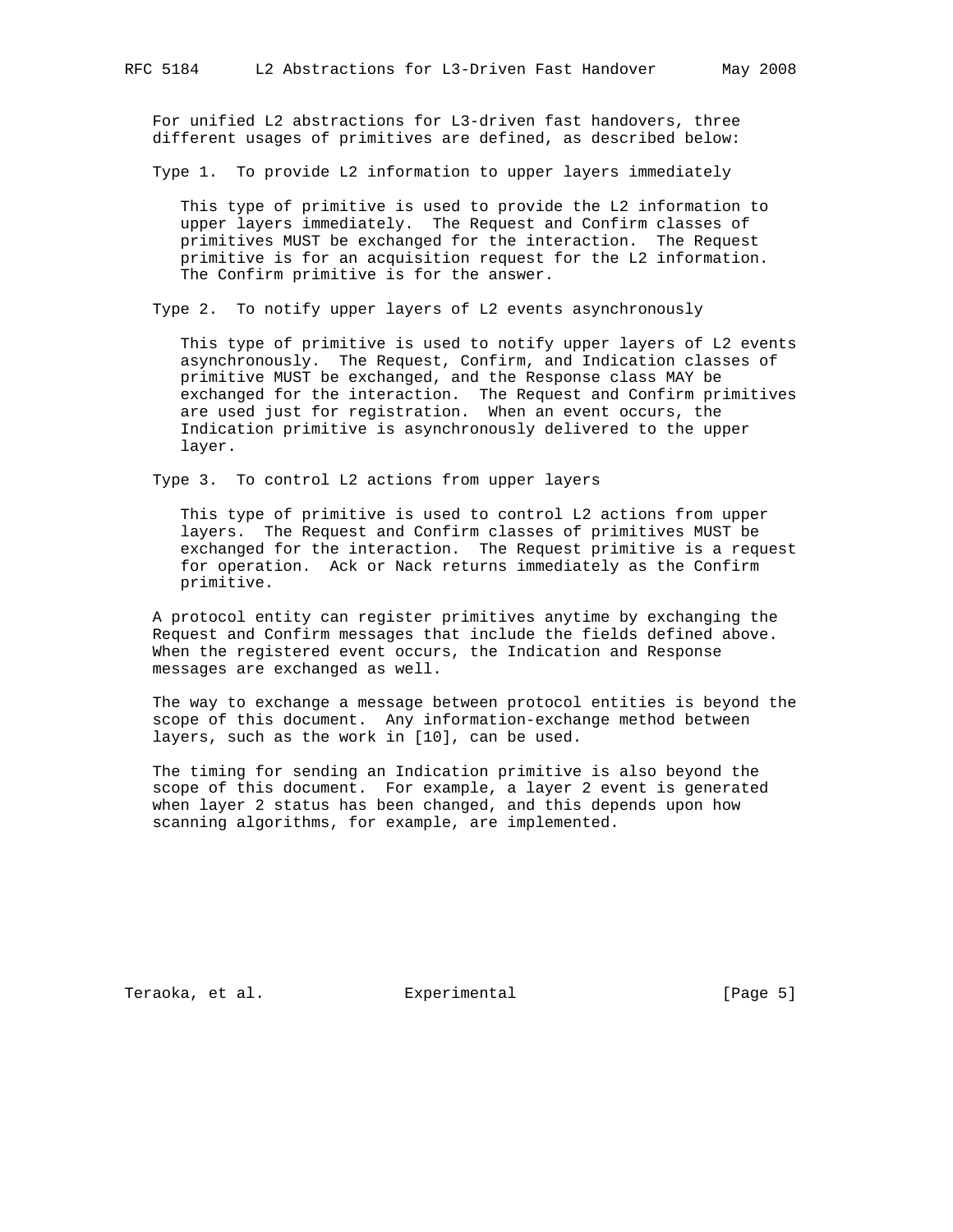For unified L2 abstractions for L3-driven fast handovers, three different usages of primitives are defined, as described below:

Type 1. To provide L2 information to upper layers immediately

This type of primitive is used to provide the L2 information to upper layers immediately. The Request and Confirm classes of primitives MUST be exchanged for the interaction. The Request primitive is for an acquisition request for the L2 information. The Confirm primitive is for the answer.

Type 2. To notify upper layers of L2 events asynchronously

This type of primitive is used to notify upper layers of L2 events asynchronously. The Request, Confirm, and Indication classes of primitive MUST be exchanged, and the Response class MAY be exchanged for the interaction. The Request and Confirm primitives are used just for registration. When an event occurs, the Indication primitive is asynchronously delivered to the upper layer.

Type 3. To control L2 actions from upper layers

This type of primitive is used to control L2 actions from upper layers. The Request and Confirm classes of primitives MUST be exchanged for the interaction. The Request primitive is a request for operation. Ack or Nack returns immediately as the Confirm primitive.

A protocol entity can register primitives anytime by exchanging the Request and Confirm messages that include the fields defined above. When the registered event occurs, the Indication and Response messages are exchanged as well.

The way to exchange a message between protocol entities is beyond the scope of this document. Any information-exchange method between layers, such as the work in [10], can be used.

The timing for sending an Indication primitive is also beyond the scope of this document. For example, a layer 2 event is generated when layer 2 status has been changed, and this depends upon how scanning algorithms, for example, are implemented.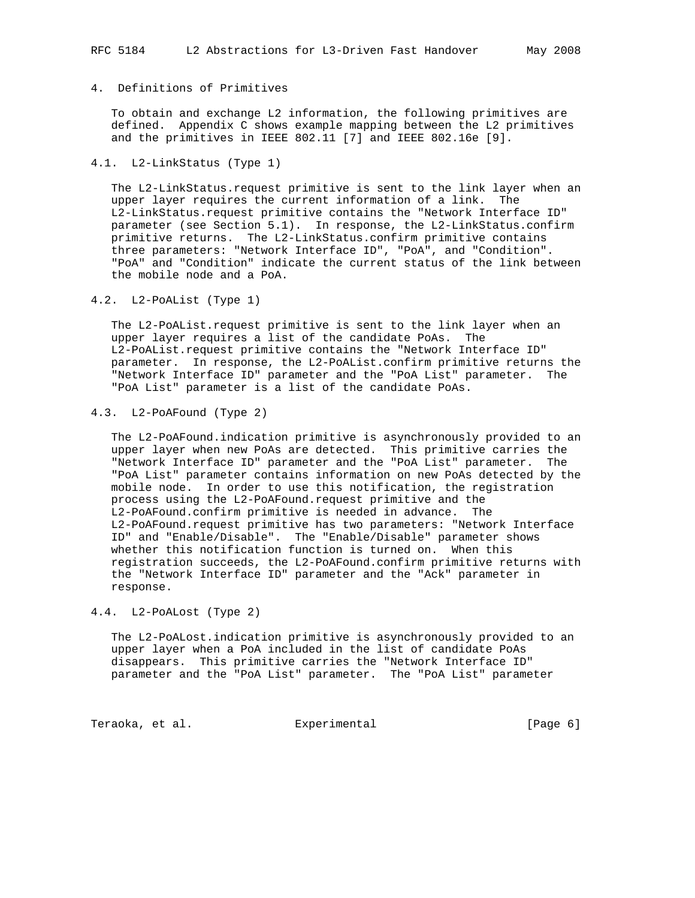## 4. Definitions of Primitives

To obtain and exchange L2 information, the following primitives are defined. Appendix C shows example mapping between the L2 primitives and the primitives in IEEE 802.11 [7] and IEEE 802.16e [9].

### 4.1. L2-LinkStatus (Type 1)

The L2-LinkStatus.request primitive is sent to the link layer when an upper layer requires the current information of a link. The L2-LinkStatus.request primitive contains the "Network Interface ID" parameter (see Section 5.1). In response, the L2-LinkStatus.confirm primitive returns. The L2-LinkStatus.confirm primitive contains three parameters: "Network Interface ID", "PoA", and "Condition". "PoA" and "Condition" indicate the current status of the link between the mobile node and a PoA.

### 4.2. L2-PoAList (Type 1)

The L2-PoAList.request primitive is sent to the link layer when an upper layer requires a list of the candidate PoAs. The L2-PoAList.request primitive contains the "Network Interface ID" parameter. In response, the L2-PoAList.confirm primitive returns the "Network Interface ID" parameter and the "PoA List" parameter. The "PoA List" parameter is a list of the candidate PoAs.

### 4.3. L2-PoAFound (Type 2)

The L2-PoAFound.indication primitive is asynchronously provided to an upper layer when new PoAs are detected. This primitive carries the "Network Interface ID" parameter and the "PoA List" parameter. The "PoA List" parameter contains information on new PoAs detected by the mobile node. In order to use this notification, the registration process using the L2-PoAFound.request primitive and the L2-PoAFound.confirm primitive is needed in advance. The L2-PoAFound.request primitive has two parameters: "Network Interface ID" and "Enable/Disable". The "Enable/Disable" parameter shows whether this notification function is turned on. When this registration succeeds, the L2-PoAFound.confirm primitive returns with the "Network Interface ID" parameter and the "Ack" parameter in response.

### 4.4. L2-PoALost (Type 2)

The L2-PoALost.indication primitive is asynchronously provided to an upper layer when a PoA included in the list of candidate PoAs disappears. This primitive carries the "Network Interface ID" parameter and the "PoA List" parameter. The "PoA List" parameter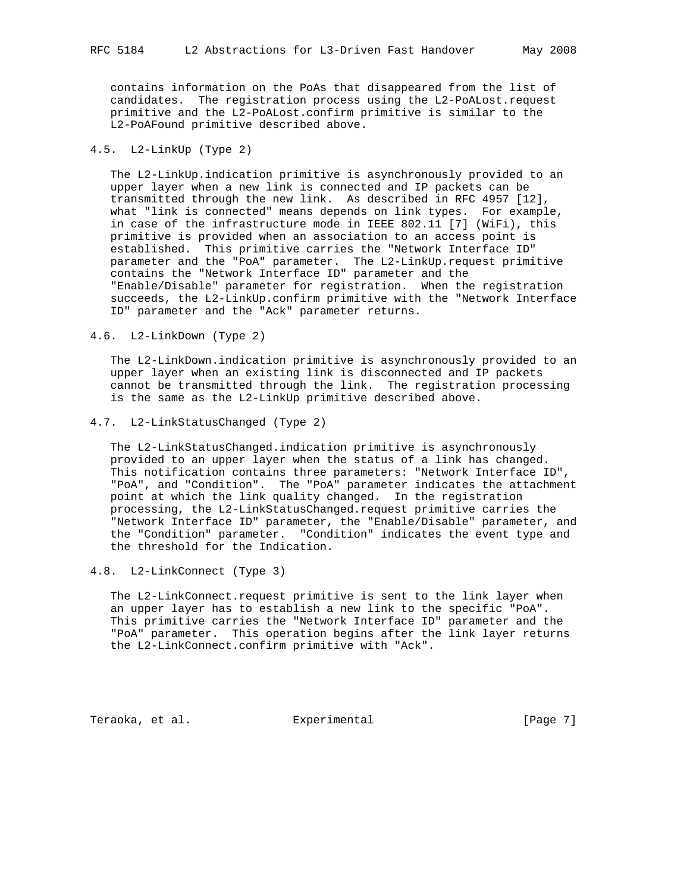contains information on the PoAs that disappeared from the list of candidates. The registration process using the L2-PoALost.request primitive and the L2-PoALost.confirm primitive is similar to the L2-PoAFound primitive described above.

### 4.5. L2-LinkUp (Type 2)

The L2-LinkUp.indication primitive is asynchronously provided to an upper layer when a new link is connected and IP packets can be transmitted through the new link. As described in RFC 4957 [12], what "link is connected" means depends on link types. For example, in case of the infrastructure mode in IEEE 802.11 [7] (WiFi), this primitive is provided when an association to an access point is established. This primitive carries the "Network Interface ID" parameter and the "PoA" parameter. The L2-LinkUp.request primitive contains the "Network Interface ID" parameter and the "Enable/Disable" parameter for registration. When the registration succeeds, the L2-LinkUp.confirm primitive with the "Network Interface ID" parameter and the "Ack" parameter returns.

### 4.6. L2-LinkDown (Type 2)

The L2-LinkDown.indication primitive is asynchronously provided to an upper layer when an existing link is disconnected and IP packets cannot be transmitted through the link. The registration processing is the same as the L2-LinkUp primitive described above.

### 4.7. L2-LinkStatusChanged (Type 2)

The L2-LinkStatusChanged.indication primitive is asynchronously provided to an upper layer when the status of a link has changed. This notification contains three parameters: "Network Interface ID", "PoA", and "Condition". The "PoA" parameter indicates the attachment point at which the link quality changed. In the registration processing, the L2-LinkStatusChanged.request primitive carries the "Network Interface ID" parameter, the "Enable/Disable" parameter, and the "Condition" parameter. "Condition" indicates the event type and the threshold for the Indication.

### 4.8. L2-LinkConnect (Type 3)

The L2-LinkConnect.request primitive is sent to the link layer when an upper layer has to establish a new link to the specific "PoA". This primitive carries the "Network Interface ID" parameter and the "PoA" parameter. This operation begins after the link layer returns the L2-LinkConnect.confirm primitive with "Ack".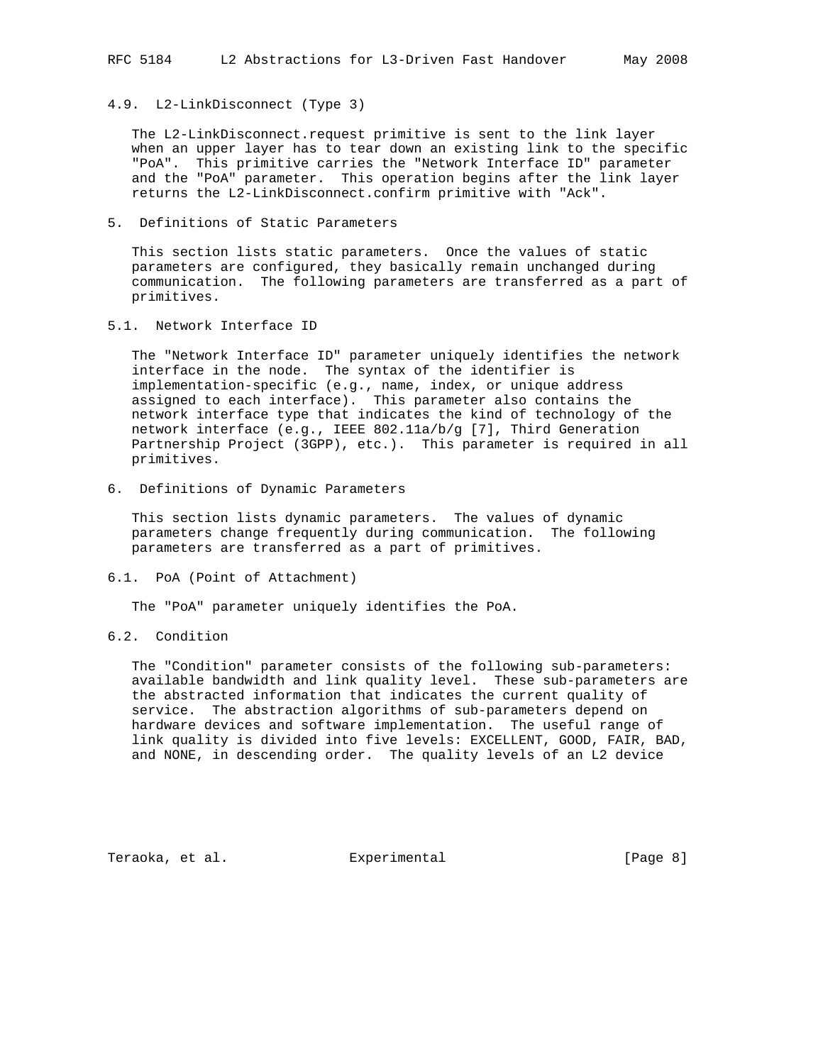### 4.9. L2-LinkDisconnect (Type 3)

The L2-LinkDisconnect.request primitive is sent to the link layer when an upper layer has to tear down an existing link to the specific "PoA". This primitive carries the "Network Interface ID" parameter and the "PoA" parameter. This operation begins after the link layer returns the L2-LinkDisconnect.confirm primitive with "Ack".

## 5. Definitions of Static Parameters

This section lists static parameters. Once the values of static parameters are configured, they basically remain unchanged during communication. The following parameters are transferred as a part of primitives.

### 5.1. Network Interface ID

The "Network Interface ID" parameter uniquely identifies the network interface in the node. The syntax of the identifier is implementation-specific (e.g., name, index, or unique address assigned to each interface). This parameter also contains the network interface type that indicates the kind of technology of the network interface (e.g., IEEE 802.11a/b/g [7], Third Generation Partnership Project (3GPP), etc.). This parameter is required in all primitives.

## 6. Definitions of Dynamic Parameters

This section lists dynamic parameters. The values of dynamic parameters change frequently during communication. The following parameters are transferred as a part of primitives.

### 6.1. PoA (Point of Attachment)

The "PoA" parameter uniquely identifies the PoA.

### 6.2. Condition

The "Condition" parameter consists of the following sub-parameters: available bandwidth and link quality level. These sub-parameters are the abstracted information that indicates the current quality of service. The abstraction algorithms of sub-parameters depend on hardware devices and software implementation. The useful range of link quality is divided into five levels: EXCELLENT, GOOD, FAIR, BAD, and NONE, in descending order. The quality levels of an L2 device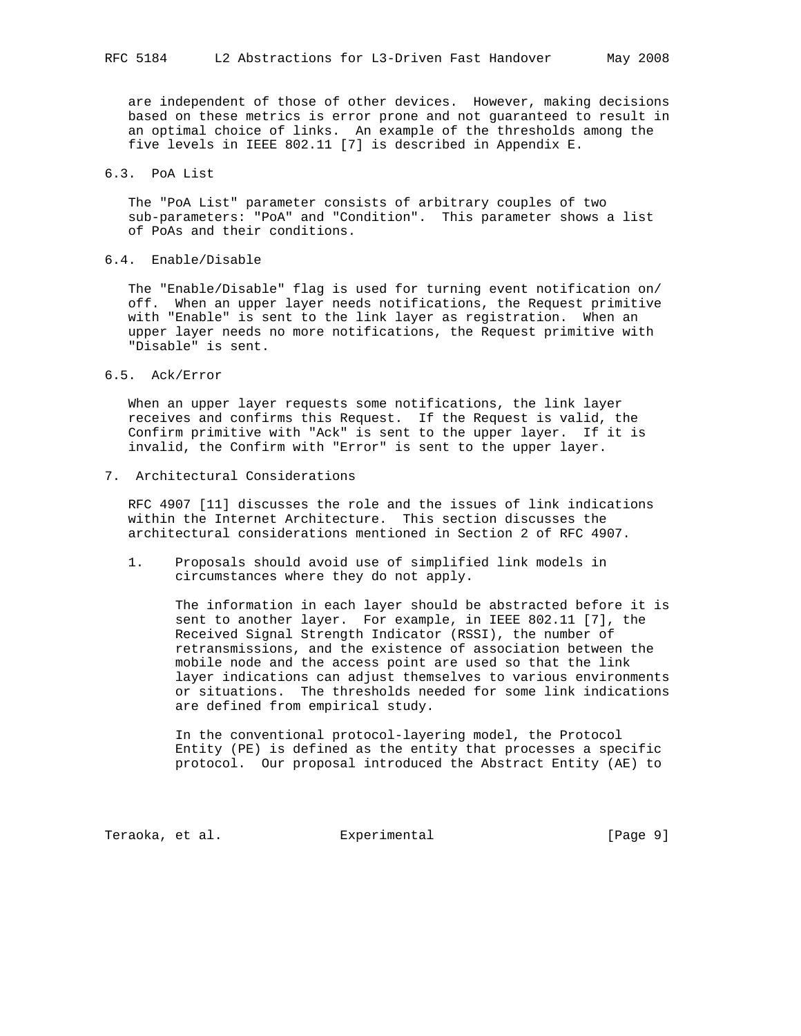are independent of those of other devices. However, making decisions based on these metrics is error prone and not guaranteed to result in an optimal choice of links. An example of the thresholds among the five levels in IEEE 802.11 [7] is described in Appendix E.

### 6.3. PoA List

The "PoA List" parameter consists of arbitrary couples of two sub-parameters: "PoA" and "Condition". This parameter shows a list of PoAs and their conditions.

### 6.4. Enable/Disable

The "Enable/Disable" flag is used for turning event notification on/off. When an upper layer needs notifications, the Request primitive with "Enable" is sent to the link layer as registration. When an upper layer needs no more notifications, the Request primitive with "Disable" is sent.

### 6.5. Ack/Error

When an upper layer requests some notifications, the link layer receives and confirms this Request. If the Request is valid, the Confirm primitive with "Ack" is sent to the upper layer. If it is invalid, the Confirm with "Error" is sent to the upper layer.

## 7. Architectural Considerations

RFC 4907 [11] discusses the role and the issues of link indications within the Internet Architecture. This section discusses the architectural considerations mentioned in Section 2 of RFC 4907.

1. Proposals should avoid use of simplified link models in circumstances where they do not apply.

   The information in each layer should be abstracted before it is sent to another layer. For example, in IEEE 802.11 [7], the Received Signal Strength Indicator (RSSI), the number of retransmissions, and the existence of association between the mobile node and the access point are used so that the link layer indications can adjust themselves to various environments or situations. The thresholds needed for some link indications are defined from empirical study.

   In the conventional protocol-layering model, the Protocol Entity (PE) is defined as the entity that processes a specific protocol. Our proposal introduced the Abstract Entity (AE) to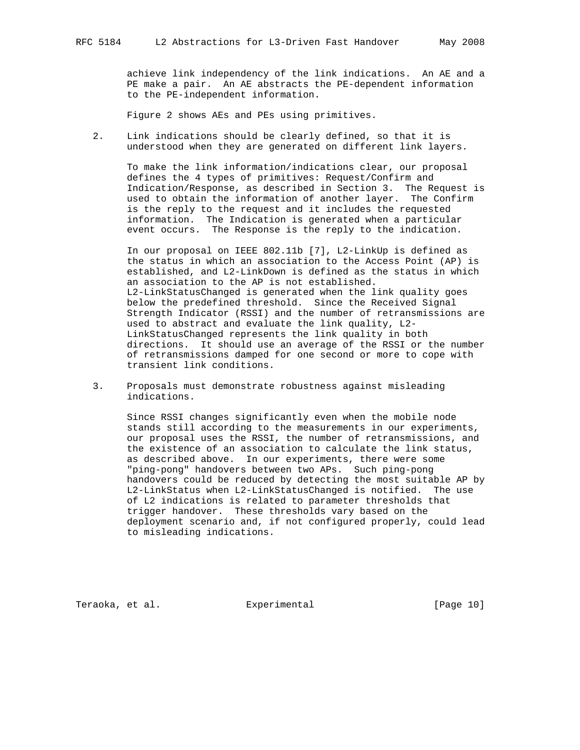achieve link independency of the link indications. An AE and a PE make a pair. An AE abstracts the PE-dependent information to the PE-independent information.

Figure 2 shows AEs and PEs using primitives.

2. Link indications should be clearly defined, so that it is understood when they are generated on different link layers.

   To make the link information/indications clear, our proposal defines the 4 types of primitives: Request/Confirm and Indication/Response, as described in Section 3. The Request is used to obtain the information of another layer. The Confirm is the reply to the request and it includes the requested information. The Indication is generated when a particular event occurs. The Response is the reply to the indication.

   In our proposal on IEEE 802.11b [7], L2-LinkUp is defined as the status in which an association to the Access Point (AP) is established, and L2-LinkDown is defined as the status in which an association to the AP is not established. L2-LinkStatusChanged is generated when the link quality goes below the predefined threshold. Since the Received Signal Strength Indicator (RSSI) and the number of retransmissions are used to abstract and evaluate the link quality, L2-LinkStatusChanged represents the link quality in both directions. It should use an average of the RSSI or the number of retransmissions damped for one second or more to cope with transient link conditions.

3. Proposals must demonstrate robustness against misleading indications.

   Since RSSI changes significantly even when the mobile node stands still according to the measurements in our experiments, our proposal uses the RSSI, the number of retransmissions, and the existence of an association to calculate the link status, as described above. In our experiments, there were some "ping-pong" handovers between two APs. Such ping-pong handovers could be reduced by detecting the most suitable AP by L2-LinkStatus when L2-LinkStatusChanged is notified. The use of L2 indications is related to parameter thresholds that trigger handover. These thresholds vary based on the deployment scenario and, if not configured properly, could lead to misleading indications.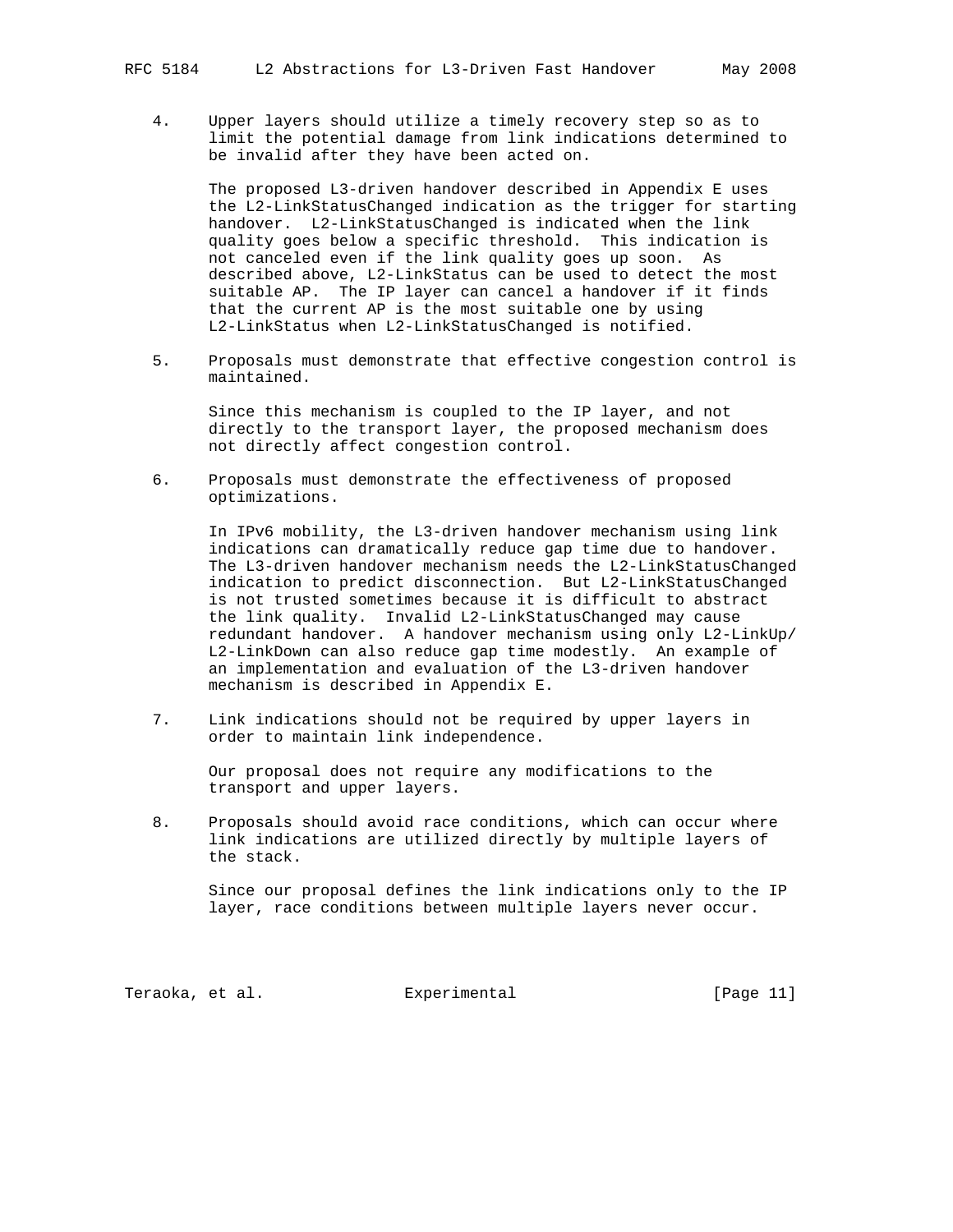4. Upper layers should utilize a timely recovery step so as to limit the potential damage from link indications determined to be invalid after they have been acted on.

   The proposed L3-driven handover described in Appendix E uses the L2-LinkStatusChanged indication as the trigger for starting handover. L2-LinkStatusChanged is indicated when the link quality goes below a specific threshold. This indication is not canceled even if the link quality goes up soon. As described above, L2-LinkStatus can be used to detect the most suitable AP. The IP layer can cancel a handover if it finds that the current AP is the most suitable one by using L2-LinkStatus when L2-LinkStatusChanged is notified.

5. Proposals must demonstrate that effective congestion control is maintained.

   Since this mechanism is coupled to the IP layer, and not directly to the transport layer, the proposed mechanism does not directly affect congestion control.

6. Proposals must demonstrate the effectiveness of proposed optimizations.

   In IPv6 mobility, the L3-driven handover mechanism using link indications can dramatically reduce gap time due to handover. The L3-driven handover mechanism needs the L2-LinkStatusChanged indication to predict disconnection. But L2-LinkStatusChanged is not trusted sometimes because it is difficult to abstract the link quality. Invalid L2-LinkStatusChanged may cause redundant handover. A handover mechanism using only L2-LinkUp/ L2-LinkDown can also reduce gap time modestly. An example of an implementation and evaluation of the L3-driven handover mechanism is described in Appendix E.

7. Link indications should not be required by upper layers in order to maintain link independence.

   Our proposal does not require any modifications to the transport and upper layers.

8. Proposals should avoid race conditions, which can occur where link indications are utilized directly by multiple layers of the stack.

   Since our proposal defines the link indications only to the IP layer, race conditions between multiple layers never occur.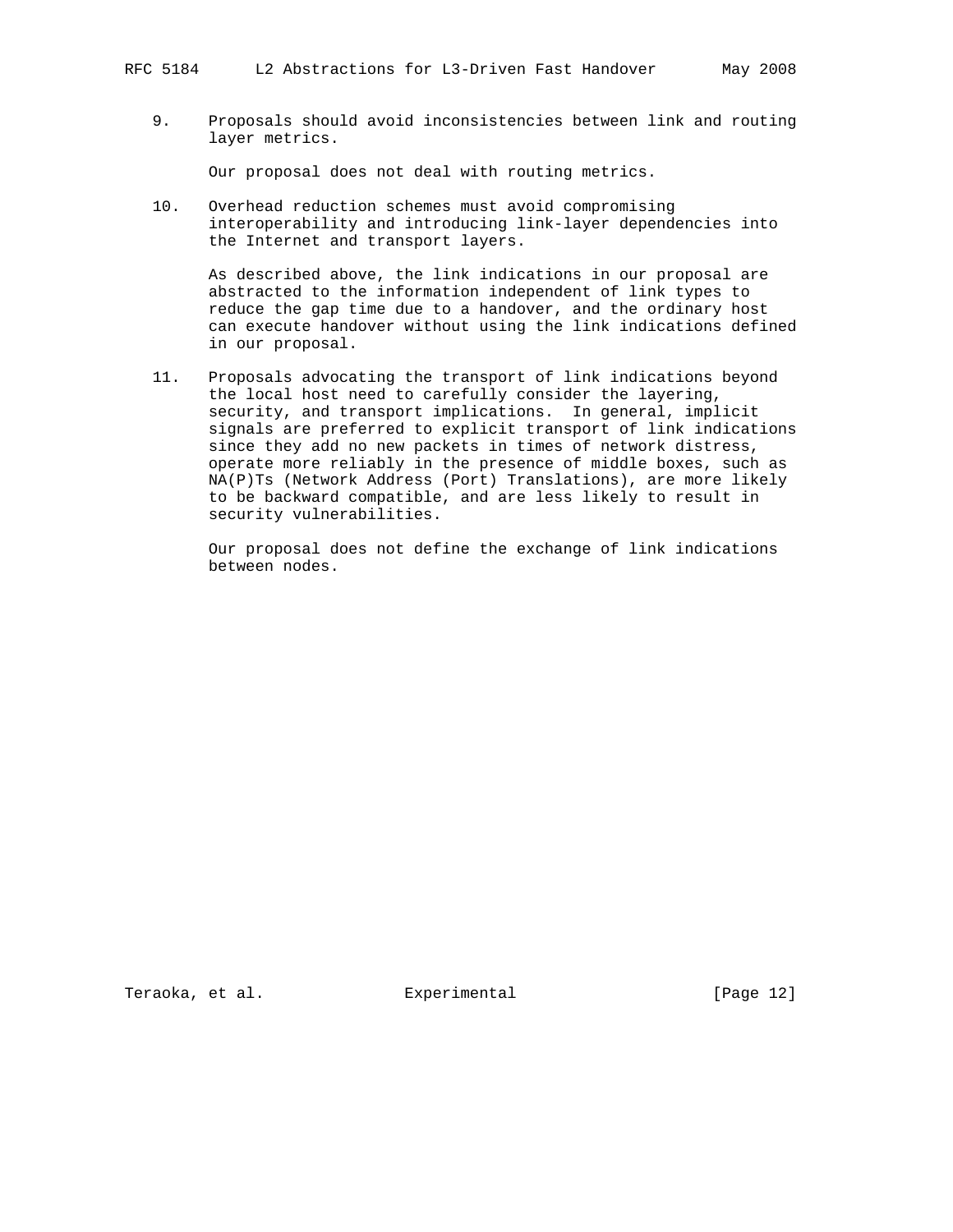9. Proposals should avoid inconsistencies between link and routing layer metrics.

   Our proposal does not deal with routing metrics.

10. Overhead reduction schemes must avoid compromising interoperability and introducing link-layer dependencies into the Internet and transport layers.

    As described above, the link indications in our proposal are abstracted to the information independent of link types to reduce the gap time due to a handover, and the ordinary host can execute handover without using the link indications defined in our proposal.

11. Proposals advocating the transport of link indications beyond the local host need to carefully consider the layering, security, and transport implications. In general, implicit signals are preferred to explicit transport of link indications since they add no new packets in times of network distress, operate more reliably in the presence of middle boxes, such as NA(P)Ts (Network Address (Port) Translations), are more likely to be backward compatible, and are less likely to result in security vulnerabilities.

    Our proposal does not define the exchange of link indications between nodes.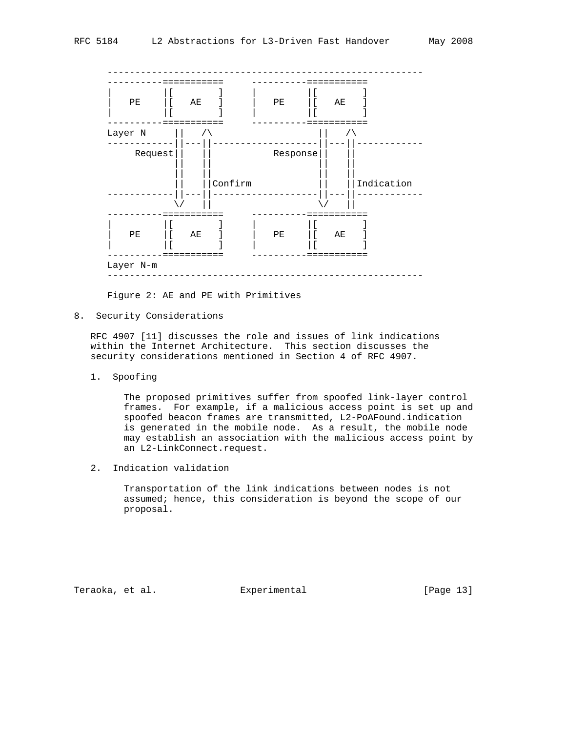```
   ---------------------------------------------------------
   ----------===========     ----------===========
   |        |[         ]     |         |[         ]
   |   PE   |[   AE    ]     |   PE    |[   AE    ]
   |        |[         ]     |         |[         ]
   ----------===========     ----------===========
   Layer N     ||   /\                  ||   /\
   ------------||---||------------------||---||------------
        Request||   ||          Response||   ||
               ||   ||                  ||   ||
               ||   ||                  ||   ||
               ||   ||Confirm           ||   ||Indication
   ------------||---||------------------||---||------------
               \/   ||                  \/   ||
   ----------===========     ----------===========
   |        |[         ]     |         |[         ]
   |   PE   |[   AE    ]     |   PE    |[   AE    ]
   |        |[         ]     |         |[         ]
   ----------===========     ----------===========
   Layer N-m
   ---------------------------------------------------------
```

Figure 2: AE and PE with Primitives

## 8. Security Considerations

RFC 4907 [11] discusses the role and issues of link indications within the Internet Architecture. This section discusses the security considerations mentioned in Section 4 of RFC 4907.

1. Spoofing

   The proposed primitives suffer from spoofed link-layer control frames. For example, if a malicious access point is set up and spoofed beacon frames are transmitted, L2-PoAFound.indication is generated in the mobile node. As a result, the mobile node may establish an association with the malicious access point by an L2-LinkConnect.request.

2. Indication validation

   Transportation of the link indications between nodes is not assumed; hence, this consideration is beyond the scope of our proposal.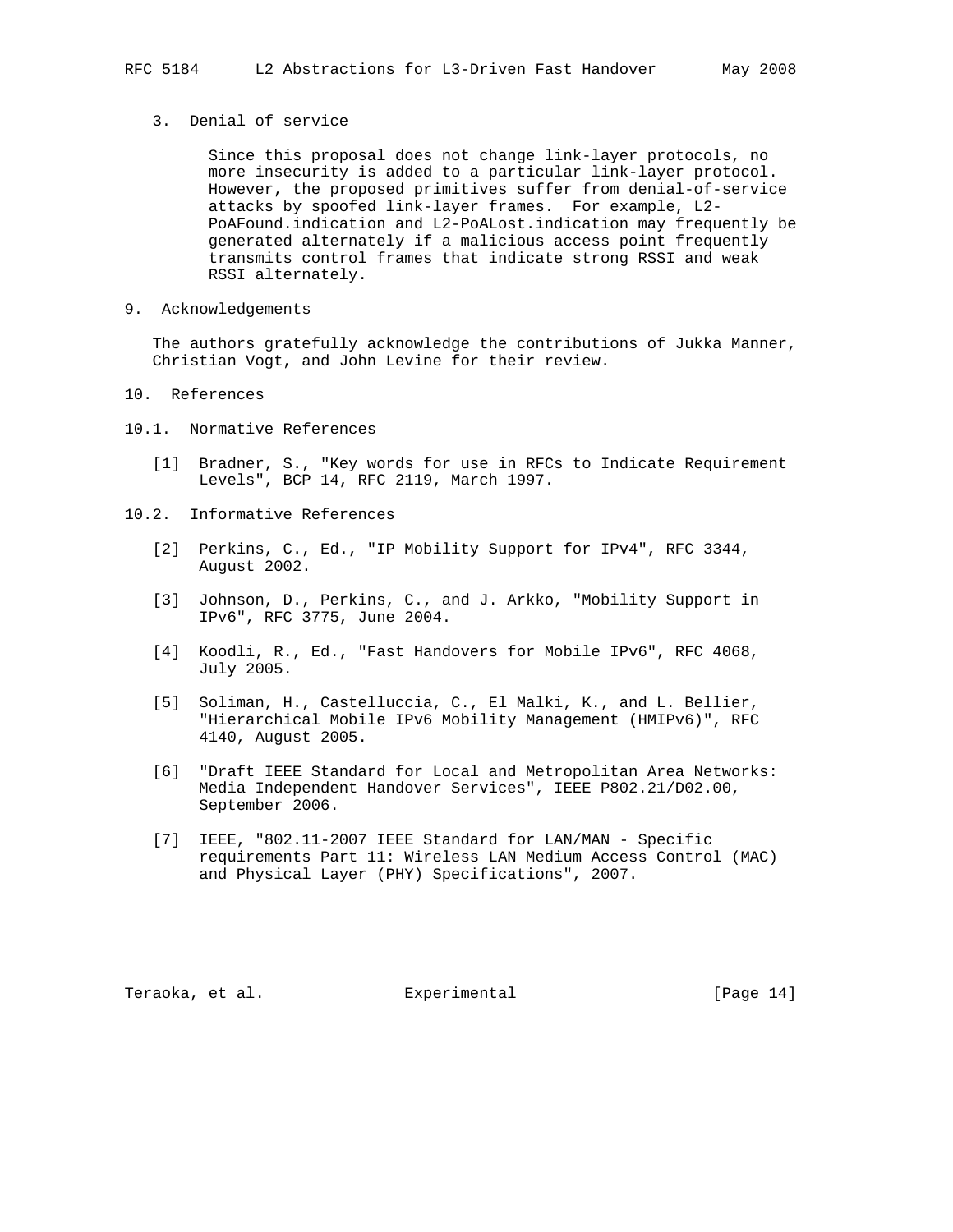3. Denial of service

   Since this proposal does not change link-layer protocols, no more insecurity is added to a particular link-layer protocol. However, the proposed primitives suffer from denial-of-service attacks by spoofed link-layer frames. For example, L2-PoAFound.indication and L2-PoALost.indication may frequently be generated alternately if a malicious access point frequently transmits control frames that indicate strong RSSI and weak RSSI alternately.

## 9. Acknowledgements

The authors gratefully acknowledge the contributions of Jukka Manner, Christian Vogt, and John Levine for their review.

## 10. References

### 10.1. Normative References

[1] Bradner, S., "Key words for use in RFCs to Indicate Requirement Levels", BCP 14, RFC 2119, March 1997.

### 10.2. Informative References

[2] Perkins, C., Ed., "IP Mobility Support for IPv4", RFC 3344, August 2002.

[3] Johnson, D., Perkins, C., and J. Arkko, "Mobility Support in IPv6", RFC 3775, June 2004.

[4] Koodli, R., Ed., "Fast Handovers for Mobile IPv6", RFC 4068, July 2005.

[5] Soliman, H., Castelluccia, C., El Malki, K., and L. Bellier, "Hierarchical Mobile IPv6 Mobility Management (HMIPv6)", RFC 4140, August 2005.

[6] "Draft IEEE Standard for Local and Metropolitan Area Networks: Media Independent Handover Services", IEEE P802.21/D02.00, September 2006.

[7] IEEE, "802.11-2007 IEEE Standard for LAN/MAN - Specific requirements Part 11: Wireless LAN Medium Access Control (MAC) and Physical Layer (PHY) Specifications", 2007.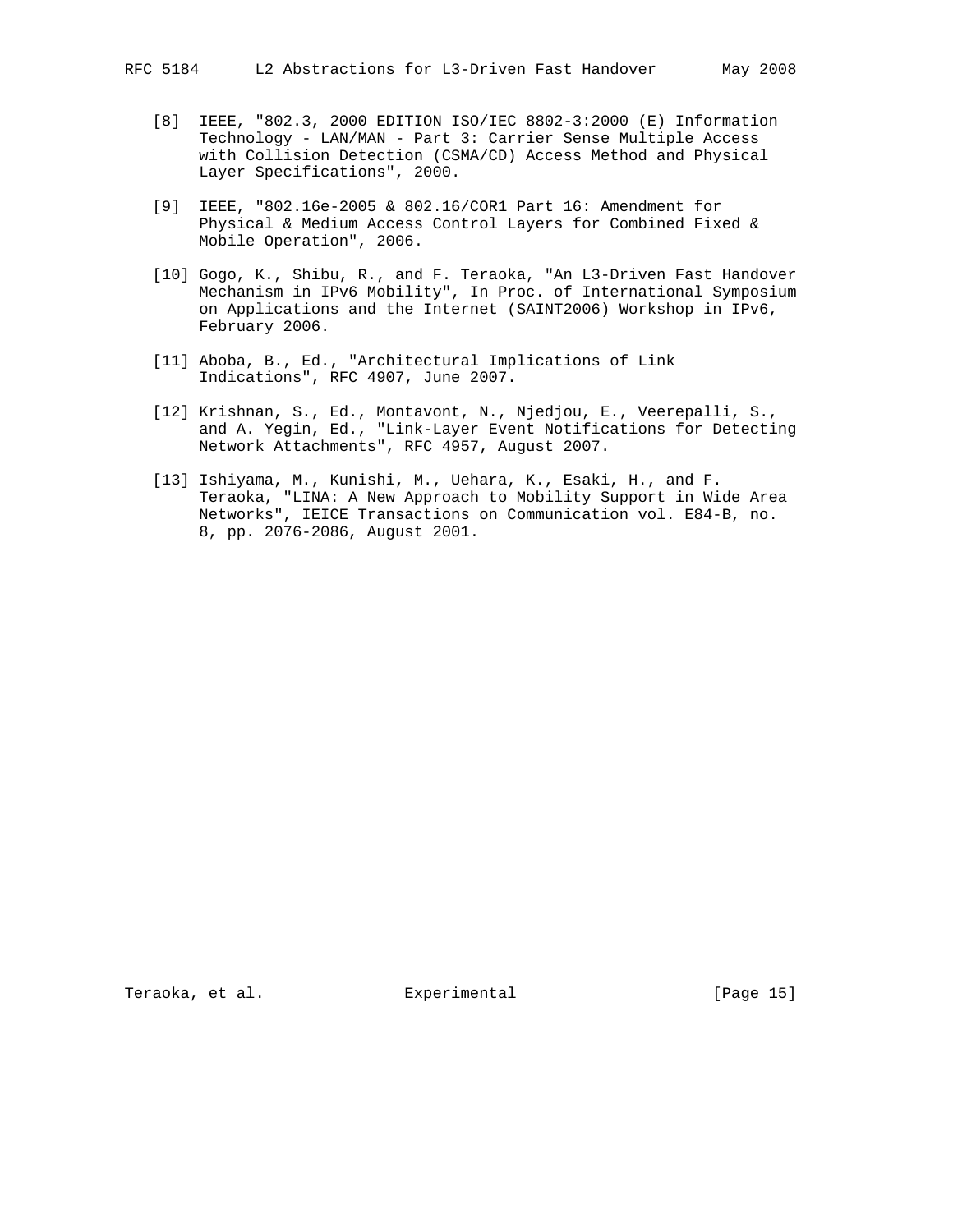[8] IEEE, "802.3, 2000 EDITION ISO/IEC 8802-3:2000 (E) Information Technology - LAN/MAN - Part 3: Carrier Sense Multiple Access with Collision Detection (CSMA/CD) Access Method and Physical Layer Specifications", 2000.

[9] IEEE, "802.16e-2005 & 802.16/COR1 Part 16: Amendment for Physical & Medium Access Control Layers for Combined Fixed & Mobile Operation", 2006.

[10] Gogo, K., Shibu, R., and F. Teraoka, "An L3-Driven Fast Handover Mechanism in IPv6 Mobility", In Proc. of International Symposium on Applications and the Internet (SAINT2006) Workshop in IPv6, February 2006.

[11] Aboba, B., Ed., "Architectural Implications of Link Indications", RFC 4907, June 2007.

[12] Krishnan, S., Ed., Montavont, N., Njedjou, E., Veerepalli, S., and A. Yegin, Ed., "Link-Layer Event Notifications for Detecting Network Attachments", RFC 4957, August 2007.

[13] Ishiyama, M., Kunishi, M., Uehara, K., Esaki, H., and F. Teraoka, "LINA: A New Approach to Mobility Support in Wide Area Networks", IEICE Transactions on Communication vol. E84-B, no. 8, pp. 2076-2086, August 2001.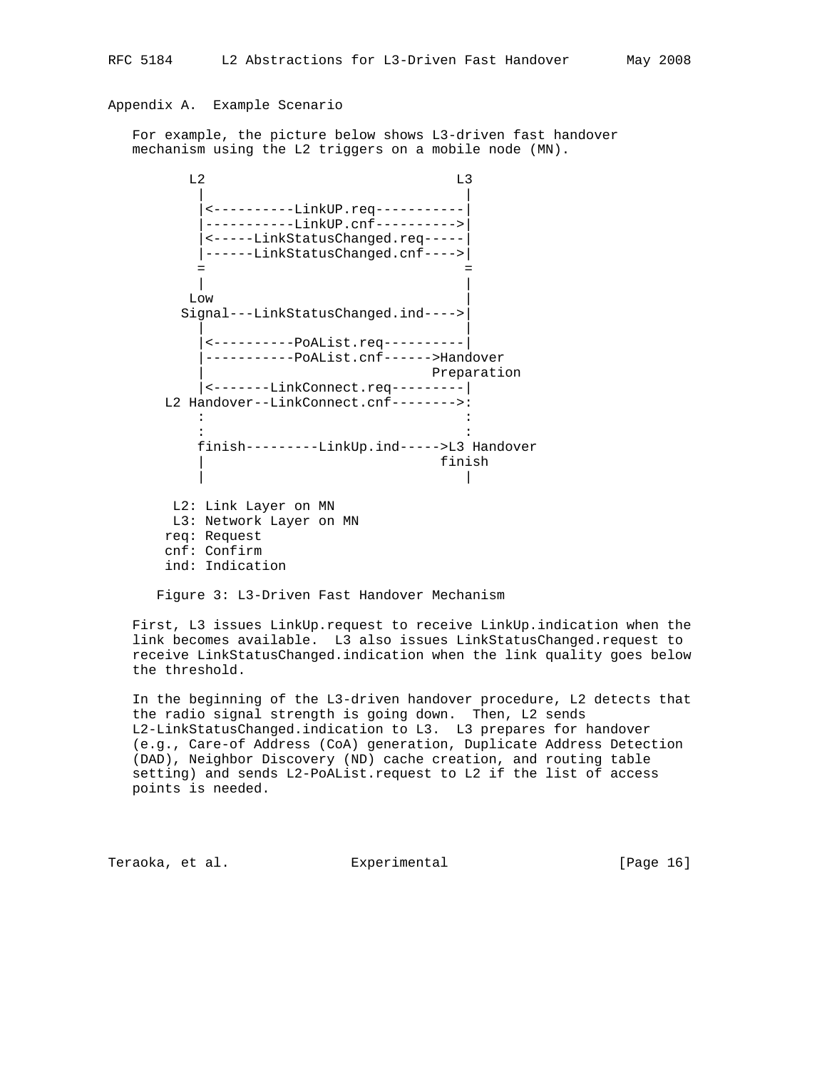## Appendix A. Example Scenario

For example, the picture below shows L3-driven fast handover mechanism using the L2 triggers on a mobile node (MN).

```
        L2                              L3
         |                               |
         |<----------LinkUP.req----------|
         |-----------LinkUP.cnf--------->|
         |<-----LinkStatusChanged.req----|
         |------LinkStatusChanged.cnf--->|
         =                               =
         |                               |
        Low                              |
       Signal---LinkStatusChanged.ind--->|
         |                               |
         |<----------PoAList.req---------|
         |-----------PoAList.cnf------>Handover
         |                           Preparation
         |<-------LinkConnect.req--------|
     L2 Handover--LinkConnect.cnf------->:
         :                               :
         :                               :
        finish---------LinkUp.ind----->L3 Handover
         |                            finish
         |                               |

      L2: Link Layer on MN
      L3: Network Layer on MN
     req: Request
     cnf: Confirm
     ind: Indication
```

Figure 3: L3-Driven Fast Handover Mechanism

First, L3 issues LinkUp.request to receive LinkUp.indication when the link becomes available. L3 also issues LinkStatusChanged.request to receive LinkStatusChanged.indication when the link quality goes below the threshold.

In the beginning of the L3-driven handover procedure, L2 detects that the radio signal strength is going down. Then, L2 sends L2-LinkStatusChanged.indication to L3. L3 prepares for handover (e.g., Care-of Address (CoA) generation, Duplicate Address Detection (DAD), Neighbor Discovery (ND) cache creation, and routing table setting) and sends L2-PoAList.request to L2 if the list of access points is needed.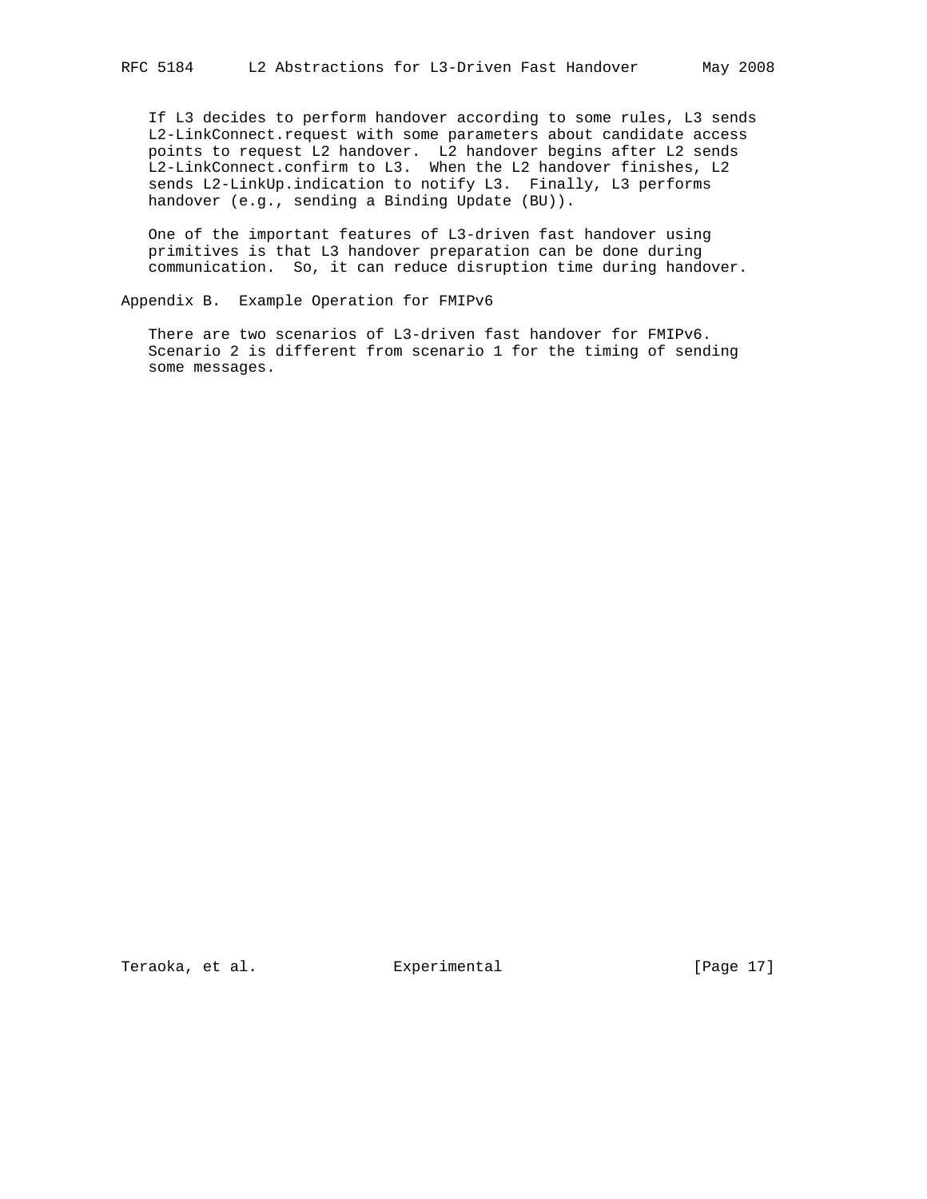If L3 decides to perform handover according to some rules, L3 sends L2-LinkConnect.request with some parameters about candidate access points to request L2 handover. L2 handover begins after L2 sends L2-LinkConnect.confirm to L3. When the L2 handover finishes, L2 sends L2-LinkUp.indication to notify L3. Finally, L3 performs handover (e.g., sending a Binding Update (BU)).

One of the important features of L3-driven fast handover using primitives is that L3 handover preparation can be done during communication. So, it can reduce disruption time during handover.

## Appendix B. Example Operation for FMIPv6

There are two scenarios of L3-driven fast handover for FMIPv6. Scenario 2 is different from scenario 1 for the timing of sending some messages.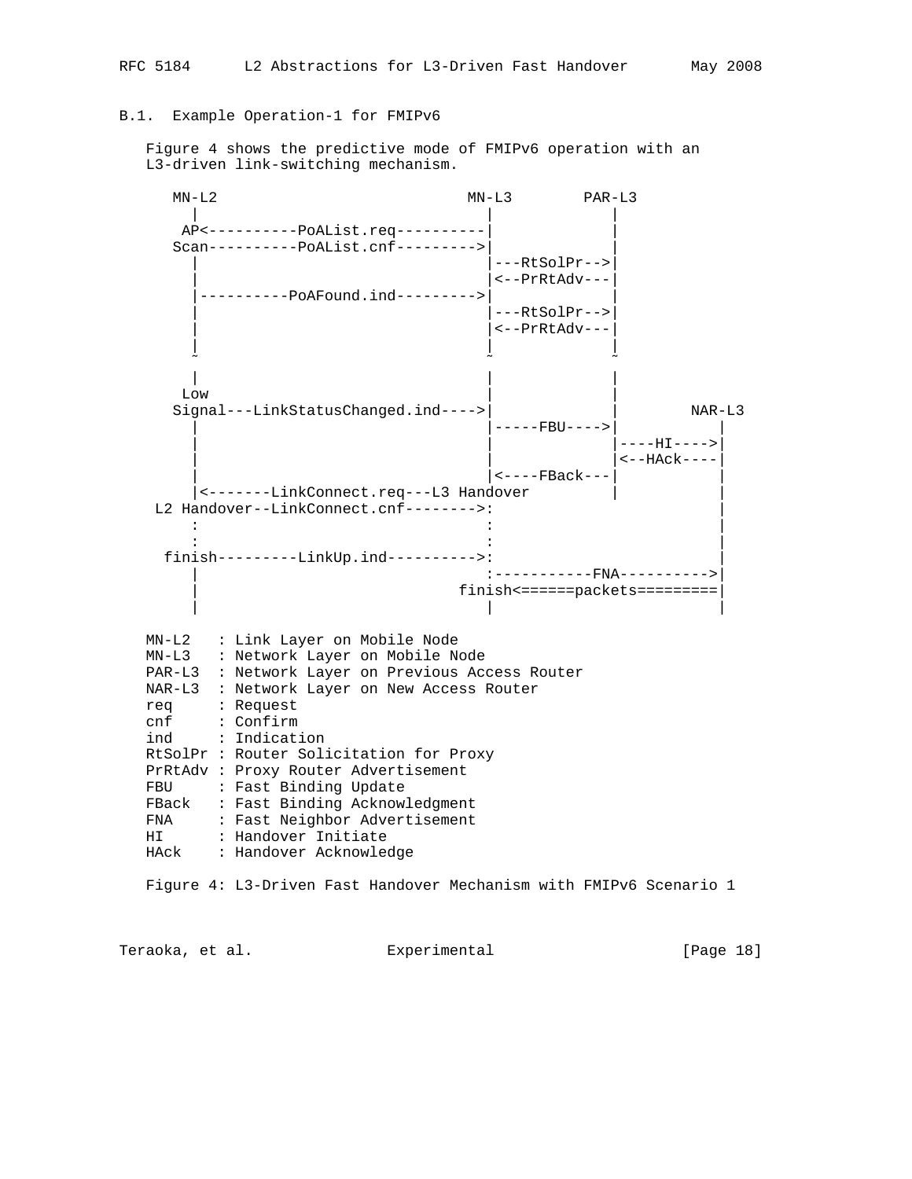### B.1. Example Operation-1 for FMIPv6

Figure 4 shows the predictive mode of FMIPv6 operation with an L3-driven link-switching mechanism.

```
   MN-L2                            MN-L3        PAR-L3
     |                                |             |
    AP<----------PoAList.req----------|             |
   Scan----------PoAList.cnf--------->|             |
     |                                |---RtSolPr-->|
     |                                |<--PrRtAdv---|
     |----------PoAFound.ind--------->|             |
     |                                |---RtSolPr-->|
     |                                |<--PrRtAdv---|
     |                                |             |
     ~                                ~             ~
     |                                |             |
    Low                               |             |
   Signal---LinkStatusChanged.ind---->|             |        NAR-L3
     |                                |-----FBU---->|           |
     |                                |             |----HI---->|
     |                                |             |<--HAck----|
     |                                |<----FBack---|           |
     |<-------LinkConnect.req---L3 Handover         |           |
  L2 Handover--LinkConnect.cnf-------->:                        |
     :                                :                         |
     :                                :                         |
  finish---------LinkUp.ind---------->:                         |
     |                                :-----------FNA---------->|
     |                             finish<======packets=========|
     |                                |                         |

MN-L2   : Link Layer on Mobile Node
MN-L3   : Network Layer on Mobile Node
PAR-L3  : Network Layer on Previous Access Router
NAR-L3  : Network Layer on New Access Router
req     : Request
cnf     : Confirm
ind     : Indication
RtSolPr : Router Solicitation for Proxy
PrRtAdv : Proxy Router Advertisement
FBU     : Fast Binding Update
FBack   : Fast Binding Acknowledgment
FNA     : Fast Neighbor Advertisement
HI      : Handover Initiate
HAck    : Handover Acknowledge
```

Figure 4: L3-Driven Fast Handover Mechanism with FMIPv6 Scenario 1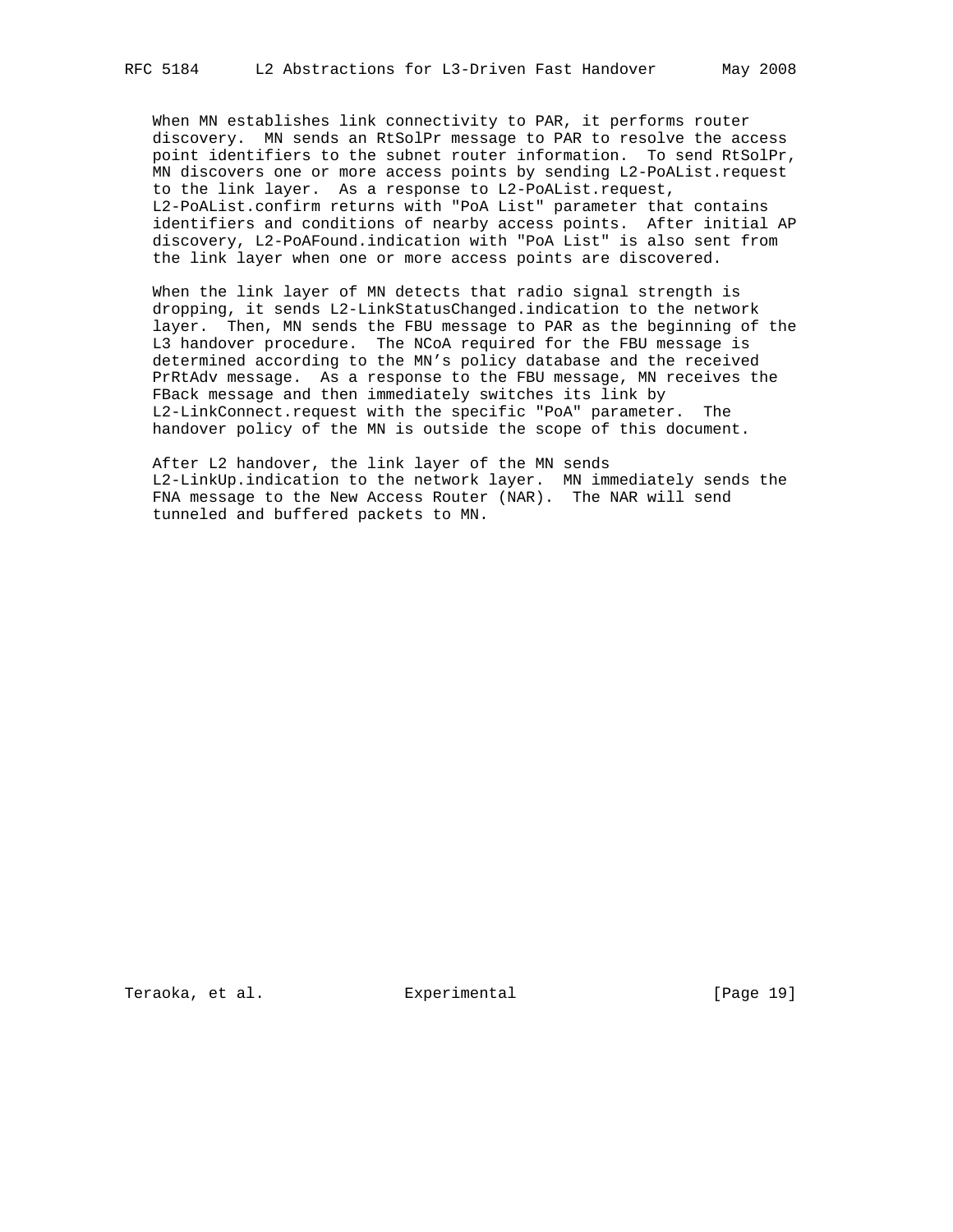When MN establishes link connectivity to PAR, it performs router discovery. MN sends an RtSolPr message to PAR to resolve the access point identifiers to the subnet router information. To send RtSolPr, MN discovers one or more access points by sending L2-PoAList.request to the link layer. As a response to L2-PoAList.request, L2-PoAList.confirm returns with "PoA List" parameter that contains identifiers and conditions of nearby access points. After initial AP discovery, L2-PoAFound.indication with "PoA List" is also sent from the link layer when one or more access points are discovered.

When the link layer of MN detects that radio signal strength is dropping, it sends L2-LinkStatusChanged.indication to the network layer. Then, MN sends the FBU message to PAR as the beginning of the L3 handover procedure. The NCoA required for the FBU message is determined according to the MN's policy database and the received PrRtAdv message. As a response to the FBU message, MN receives the FBack message and then immediately switches its link by L2-LinkConnect.request with the specific "PoA" parameter. The handover policy of the MN is outside the scope of this document.

After L2 handover, the link layer of the MN sends L2-LinkUp.indication to the network layer. MN immediately sends the FNA message to the New Access Router (NAR). The NAR will send tunneled and buffered packets to MN.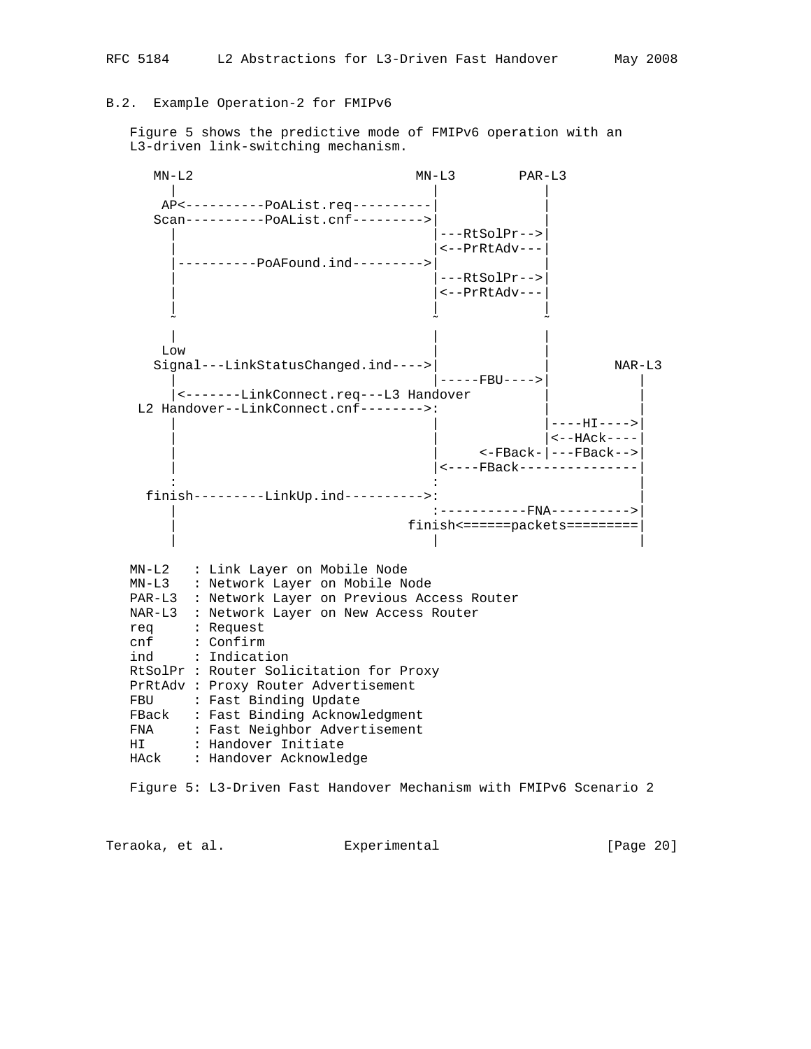## B.2. Example Operation-2 for FMIPv6

Figure 5 shows the predictive mode of FMIPv6 operation with an L3-driven link-switching mechanism.

```
      MN-L2                            MN-L3        PAR-L3
        |                                |             |
       AP<----------PoAList.req----------|             |
      Scan----------PoAList.cnf--------->|             |
        |                                |---RtSolPr-->|
        |                                |<--PrRtAdv---|
        |----------PoAFound.ind--------->|             |
        |                                |---RtSolPr-->|
        |                                |<--PrRtAdv---|
        |                                |             |
        ~                                ~             ~
        |                                |             |
       Low                               |             |
      Signal---LinkStatusChanged.ind---->|             |        NAR-L3
        |                                |-----FBU---->|           |
        |<-------LinkConnect.req---L3 Handover         |           |
    L2 Handover--LinkConnect.cnf-------->:             |           |
        |                                |             |----HI---->|
        |                                |             |<--HAck----|
        |                                |     <-FBack-|---FBack-->|
        |                                |<----FBack---------------|
        :                                :                         |
     finish---------LinkUp.ind---------->:                         |
        |                                :-----------FNA---------->|
        |                             finish<======packets=========|
        |                                |                         |
```

```
MN-L2   : Link Layer on Mobile Node
MN-L3   : Network Layer on Mobile Node
PAR-L3  : Network Layer on Previous Access Router
NAR-L3  : Network Layer on New Access Router
req     : Request
cnf     : Confirm
ind     : Indication
RtSolPr : Router Solicitation for Proxy
PrRtAdv : Proxy Router Advertisement
FBU     : Fast Binding Update
FBack   : Fast Binding Acknowledgment
FNA     : Fast Neighbor Advertisement
HI      : Handover Initiate
HAck    : Handover Acknowledge
```

Figure 5: L3-Driven Fast Handover Mechanism with FMIPv6 Scenario 2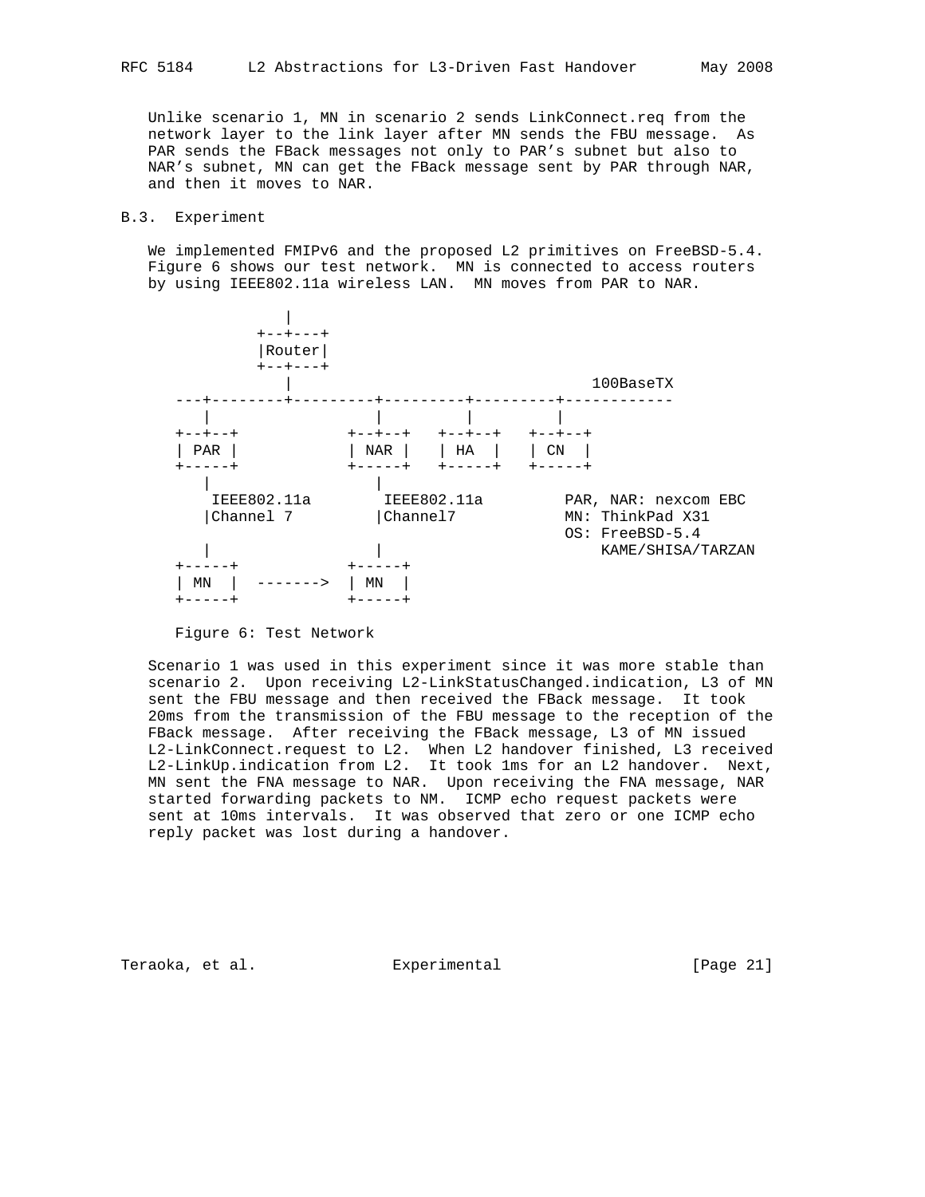Unlike scenario 1, MN in scenario 2 sends LinkConnect.req from the network layer to the link layer after MN sends the FBU message. As PAR sends the FBack messages not only to PAR's subnet but also to NAR's subnet, MN can get the FBack message sent by PAR through NAR, and then it moves to NAR.

### B.3. Experiment

We implemented FMIPv6 and the proposed L2 primitives on FreeBSD-5.4. Figure 6 shows our test network. MN is connected to access routers by using IEEE802.11a wireless LAN. MN moves from PAR to NAR.

```
              |
          +--+---+
          |Router|
          +--+---+
             |                             100BaseTX
  ---+---------+---------+---------+---------+------------
     |                   |         |         |
  +--+--+             +--+--+   +--+--+   +--+--+
  | PAR |             | NAR |   | HA  |   | CN  |
  +-----+             +-----+   +-----+   +-----+
     |                   |
    IEEE802.11a       IEEE802.11a        PAR, NAR: nexcom EBC
     |Channel 7          |Channel7       MN: ThinkPad X31
                                         OS: FreeBSD-5.4
     |                   |                   KAME/SHISA/TARZAN
  +-----+             +-----+
  | MN  |  ------->   | MN  |
  +-----+             +-----+
```

Figure 6: Test Network

Scenario 1 was used in this experiment since it was more stable than scenario 2. Upon receiving L2-LinkStatusChanged.indication, L3 of MN sent the FBU message and then received the FBack message. It took 20ms from the transmission of the FBU message to the reception of the FBack message. After receiving the FBack message, L3 of MN issued L2-LinkConnect.request to L2. When L2 handover finished, L3 received L2-LinkUp.indication from L2. It took 1ms for an L2 handover. Next, MN sent the FNA message to NAR. Upon receiving the FNA message, NAR started forwarding packets to NM. ICMP echo request packets were sent at 10ms intervals. It was observed that zero or one ICMP echo reply packet was lost during a handover.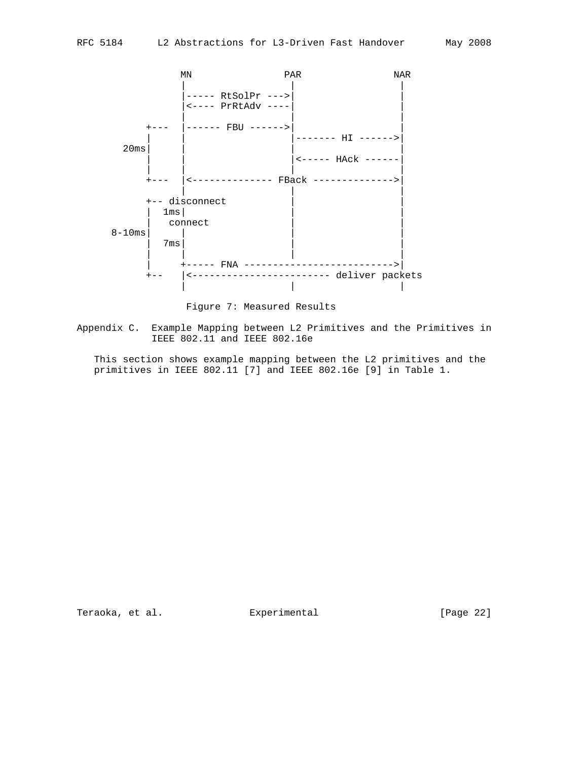```
             MN               PAR              NAR
              |                |                |
              |----- RtSolPr --->|              |
              |<---- PrRtAdv ----|              |
              |                |                |
        +---  |------ FBU ------>|              |
        |     |                |------- HI ------>|
    20ms|     |                |                |
        |     |                |<----- HAck ------|
        |     |                |                |
        +---  |<-------------- FBack -------------->|
              |                |                |
        +-- disconnect         |                |
        |  1ms|                |                |
        |   connect            |                |
  8-10ms|     |                |                |
        |  7ms|                |                |
        |     |                |                |
        |     +----- FNA --------------------------->|
        +--   |<------------------------ deliver packets
              |                |                |
```

Figure 7: Measured Results

## Appendix C. Example Mapping between L2 Primitives and the Primitives in IEEE 802.11 and IEEE 802.16e

This section shows example mapping between the L2 primitives and the primitives in IEEE 802.11 [7] and IEEE 802.16e [9] in Table 1.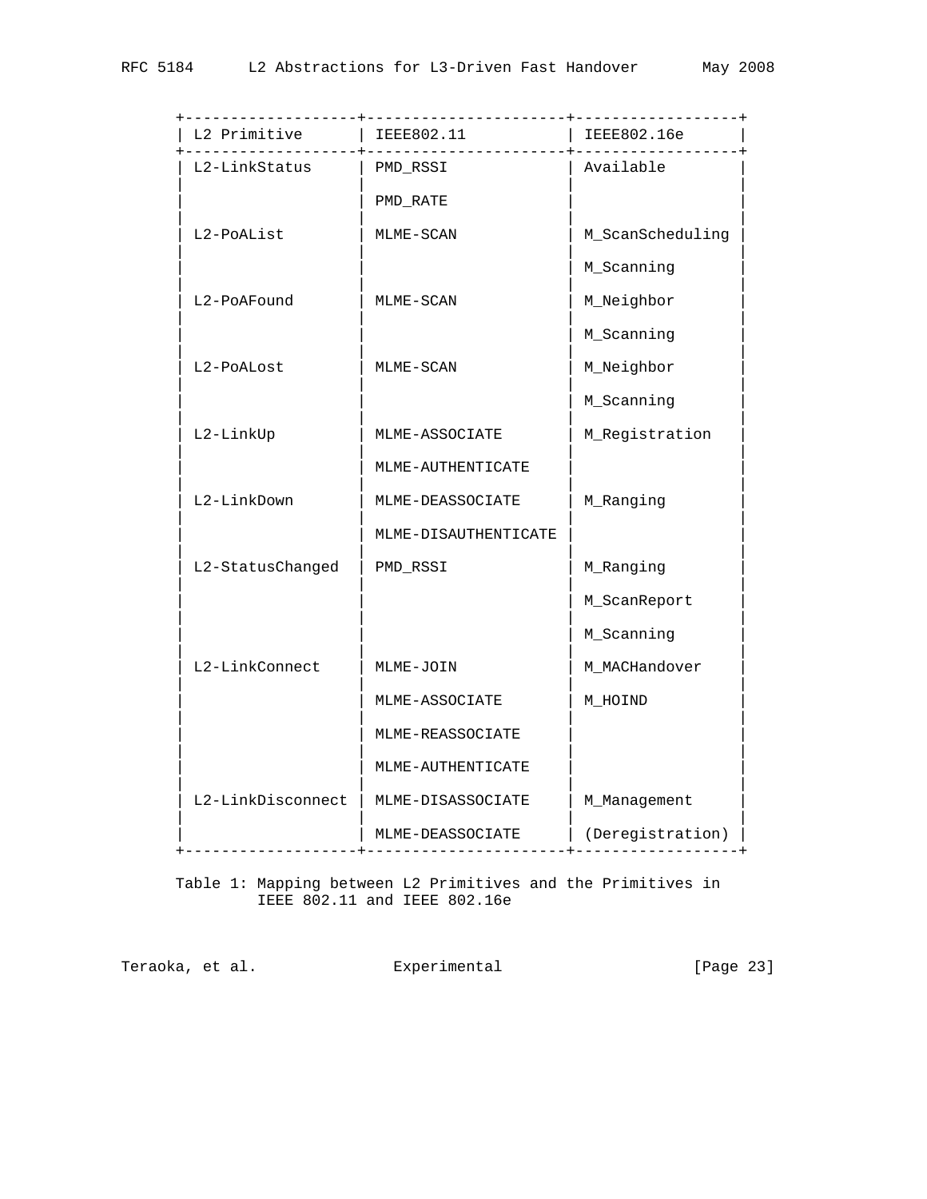| L2 Primitive | IEEE802.11 | IEEE802.16e |
|---|---|---|
| L2-LinkStatus | PMD_RSSI<br>PMD_RATE | Available |
| L2-PoAList | MLME-SCAN | M_ScanScheduling<br>M_Scanning |
| L2-PoAFound | MLME-SCAN | M_Neighbor<br>M_Scanning |
| L2-PoALost | MLME-SCAN | M_Neighbor<br>M_Scanning |
| L2-LinkUp | MLME-ASSOCIATE<br>MLME-AUTHENTICATE | M_Registration |
| L2-LinkDown | MLME-DEASSOCIATE<br>MLME-DISAUTHENTICATE | M_Ranging |
| L2-StatusChanged | PMD_RSSI | M_Ranging<br>M_ScanReport<br>M_Scanning |
| L2-LinkConnect | MLME-JOIN<br>MLME-ASSOCIATE<br>MLME-REASSOCIATE<br>MLME-AUTHENTICATE | M_MACHandover<br>M_HOIND |
| L2-LinkDisconnect | MLME-DISASSOCIATE<br>MLME-DEASSOCIATE | M_Management<br>(Deregistration) |

Table 1: Mapping between L2 Primitives and the Primitives in IEEE 802.11 and IEEE 802.16e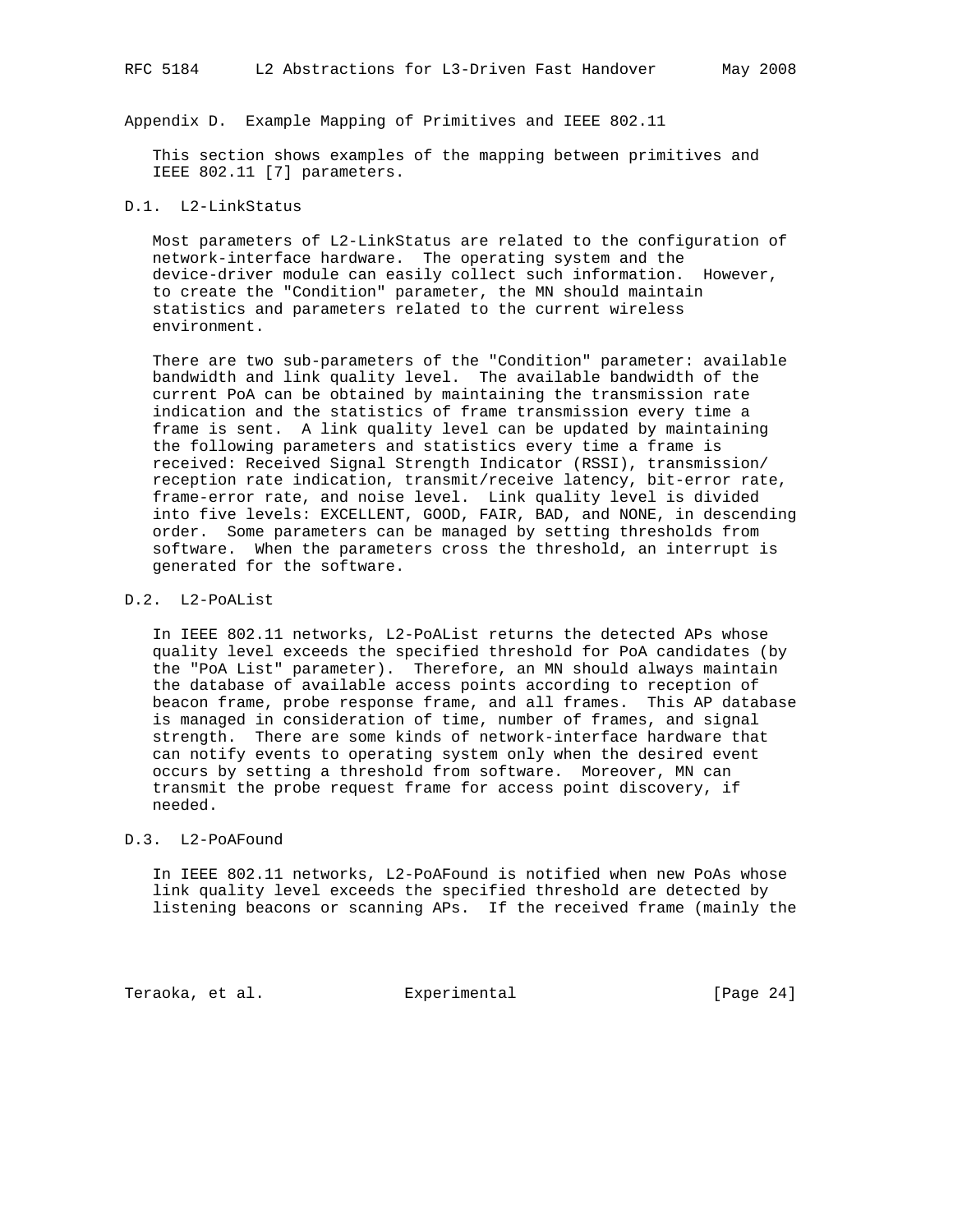# Appendix D. Example Mapping of Primitives and IEEE 802.11

This section shows examples of the mapping between primitives and IEEE 802.11 [7] parameters.

## D.1. L2-LinkStatus

Most parameters of L2-LinkStatus are related to the configuration of network-interface hardware. The operating system and the device-driver module can easily collect such information. However, to create the "Condition" parameter, the MN should maintain statistics and parameters related to the current wireless environment.

There are two sub-parameters of the "Condition" parameter: available bandwidth and link quality level. The available bandwidth of the current PoA can be obtained by maintaining the transmission rate indication and the statistics of frame transmission every time a frame is sent. A link quality level can be updated by maintaining the following parameters and statistics every time a frame is received: Received Signal Strength Indicator (RSSI), transmission/reception rate indication, transmit/receive latency, bit-error rate, frame-error rate, and noise level. Link quality level is divided into five levels: EXCELLENT, GOOD, FAIR, BAD, and NONE, in descending order. Some parameters can be managed by setting thresholds from software. When the parameters cross the threshold, an interrupt is generated for the software.

## D.2. L2-PoAList

In IEEE 802.11 networks, L2-PoAList returns the detected APs whose quality level exceeds the specified threshold for PoA candidates (by the "PoA List" parameter). Therefore, an MN should always maintain the database of available access points according to reception of beacon frame, probe response frame, and all frames. This AP database is managed in consideration of time, number of frames, and signal strength. There are some kinds of network-interface hardware that can notify events to operating system only when the desired event occurs by setting a threshold from software. Moreover, MN can transmit the probe request frame for access point discovery, if needed.

## D.3. L2-PoAFound

In IEEE 802.11 networks, L2-PoAFound is notified when new PoAs whose link quality level exceeds the specified threshold are detected by listening beacons or scanning APs. If the received frame (mainly the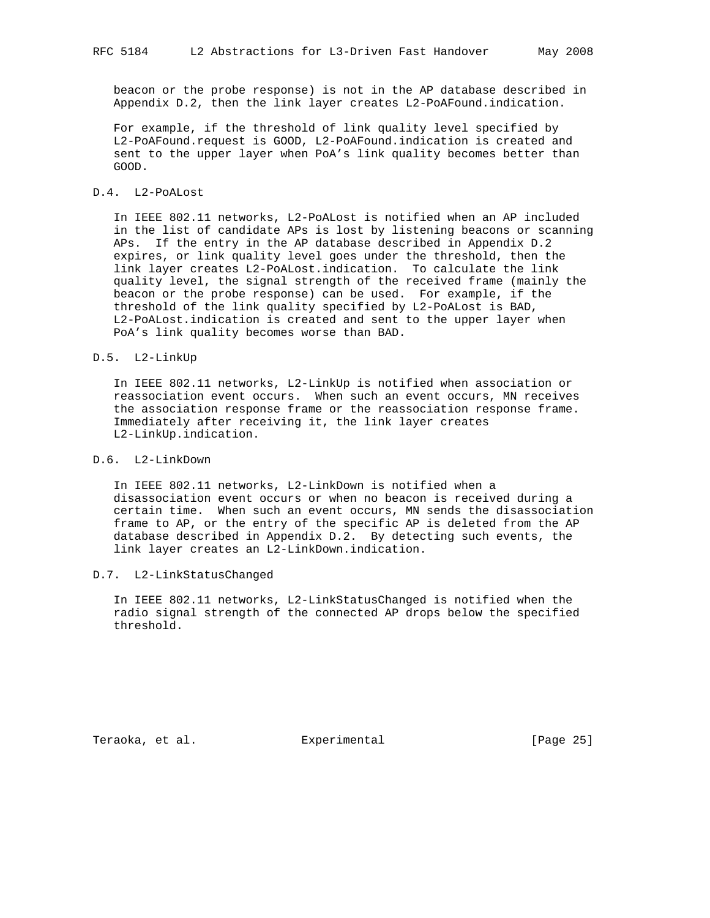beacon or the probe response) is not in the AP database described in Appendix D.2, then the link layer creates L2-PoAFound.indication.

For example, if the threshold of link quality level specified by L2-PoAFound.request is GOOD, L2-PoAFound.indication is created and sent to the upper layer when PoA's link quality becomes better than GOOD.

### D.4. L2-PoALost

In IEEE 802.11 networks, L2-PoALost is notified when an AP included in the list of candidate APs is lost by listening beacons or scanning APs. If the entry in the AP database described in Appendix D.2 expires, or link quality level goes under the threshold, then the link layer creates L2-PoALost.indication. To calculate the link quality level, the signal strength of the received frame (mainly the beacon or the probe response) can be used. For example, if the threshold of the link quality specified by L2-PoALost is BAD, L2-PoALost.indication is created and sent to the upper layer when PoA's link quality becomes worse than BAD.

### D.5. L2-LinkUp

In IEEE 802.11 networks, L2-LinkUp is notified when association or reassociation event occurs. When such an event occurs, MN receives the association response frame or the reassociation response frame. Immediately after receiving it, the link layer creates L2-LinkUp.indication.

### D.6. L2-LinkDown

In IEEE 802.11 networks, L2-LinkDown is notified when a disassociation event occurs or when no beacon is received during a certain time. When such an event occurs, MN sends the disassociation frame to AP, or the entry of the specific AP is deleted from the AP database described in Appendix D.2. By detecting such events, the link layer creates an L2-LinkDown.indication.

### D.7. L2-LinkStatusChanged

In IEEE 802.11 networks, L2-LinkStatusChanged is notified when the radio signal strength of the connected AP drops below the specified threshold.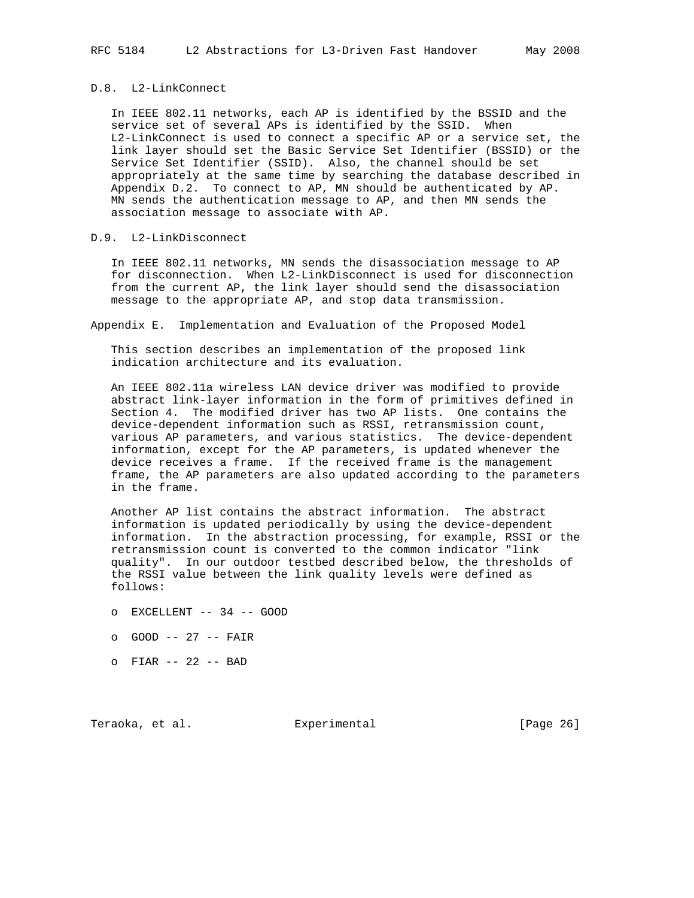### D.8. L2-LinkConnect

In IEEE 802.11 networks, each AP is identified by the BSSID and the service set of several APs is identified by the SSID. When L2-LinkConnect is used to connect a specific AP or a service set, the link layer should set the Basic Service Set Identifier (BSSID) or the Service Set Identifier (SSID). Also, the channel should be set appropriately at the same time by searching the database described in Appendix D.2. To connect to AP, MN should be authenticated by AP. MN sends the authentication message to AP, and then MN sends the association message to associate with AP.

### D.9. L2-LinkDisconnect

In IEEE 802.11 networks, MN sends the disassociation message to AP for disconnection. When L2-LinkDisconnect is used for disconnection from the current AP, the link layer should send the disassociation message to the appropriate AP, and stop data transmission.

## Appendix E. Implementation and Evaluation of the Proposed Model

This section describes an implementation of the proposed link indication architecture and its evaluation.

An IEEE 802.11a wireless LAN device driver was modified to provide abstract link-layer information in the form of primitives defined in Section 4. The modified driver has two AP lists. One contains the device-dependent information such as RSSI, retransmission count, various AP parameters, and various statistics. The device-dependent information, except for the AP parameters, is updated whenever the device receives a frame. If the received frame is the management frame, the AP parameters are also updated according to the parameters in the frame.

Another AP list contains the abstract information. The abstract information is updated periodically by using the device-dependent information. In the abstraction processing, for example, RSSI or the retransmission count is converted to the common indicator "link quality". In our outdoor testbed described below, the thresholds of the RSSI value between the link quality levels were defined as follows:

- EXCELLENT -- 34 -- GOOD
- GOOD -- 27 -- FAIR
- FIAR -- 22 -- BAD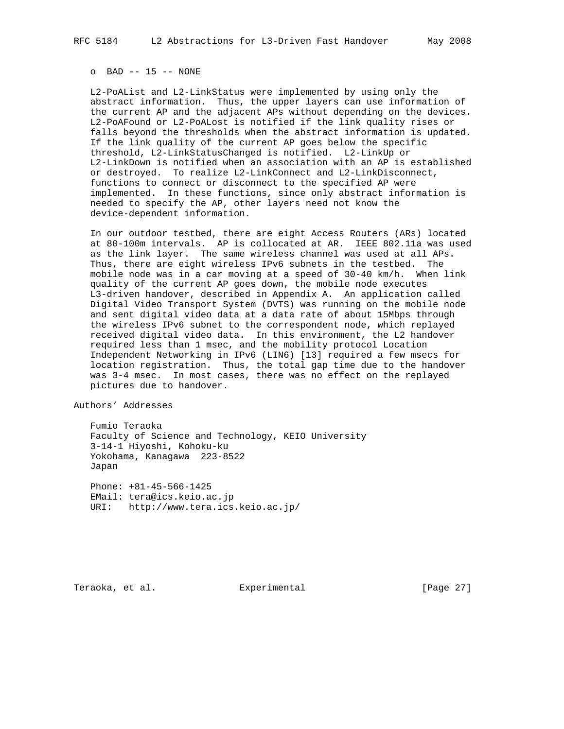- BAD -- 15 -- NONE

L2-PoAList and L2-LinkStatus were implemented by using only the abstract information. Thus, the upper layers can use information of the current AP and the adjacent APs without depending on the devices. L2-PoAFound or L2-PoALost is notified if the link quality rises or falls beyond the thresholds when the abstract information is updated. If the link quality of the current AP goes below the specific threshold, L2-LinkStatusChanged is notified. L2-LinkUp or L2-LinkDown is notified when an association with an AP is established or destroyed. To realize L2-LinkConnect and L2-LinkDisconnect, functions to connect or disconnect to the specified AP were implemented. In these functions, since only abstract information is needed to specify the AP, other layers need not know the device-dependent information.

In our outdoor testbed, there are eight Access Routers (ARs) located at 80-100m intervals. AP is collocated at AR. IEEE 802.11a was used as the link layer. The same wireless channel was used at all APs. Thus, there are eight wireless IPv6 subnets in the testbed. The mobile node was in a car moving at a speed of 30-40 km/h. When link quality of the current AP goes down, the mobile node executes L3-driven handover, described in Appendix A. An application called Digital Video Transport System (DVTS) was running on the mobile node and sent digital video data at a data rate of about 15Mbps through the wireless IPv6 subnet to the correspondent node, which replayed received digital video data. In this environment, the L2 handover required less than 1 msec, and the mobility protocol Location Independent Networking in IPv6 (LIN6) [13] required a few msecs for location registration. Thus, the total gap time due to the handover was 3-4 msec. In most cases, there was no effect on the replayed pictures due to handover.

# Authors' Addresses

Fumio Teraoka
Faculty of Science and Technology, KEIO University
3-14-1 Hiyoshi, Kohoku-ku
Yokohama, Kanagawa 223-8522
Japan

Phone: +81-45-566-1425
EMail: tera@ics.keio.ac.jp
URI: http://www.tera.ics.keio.ac.jp/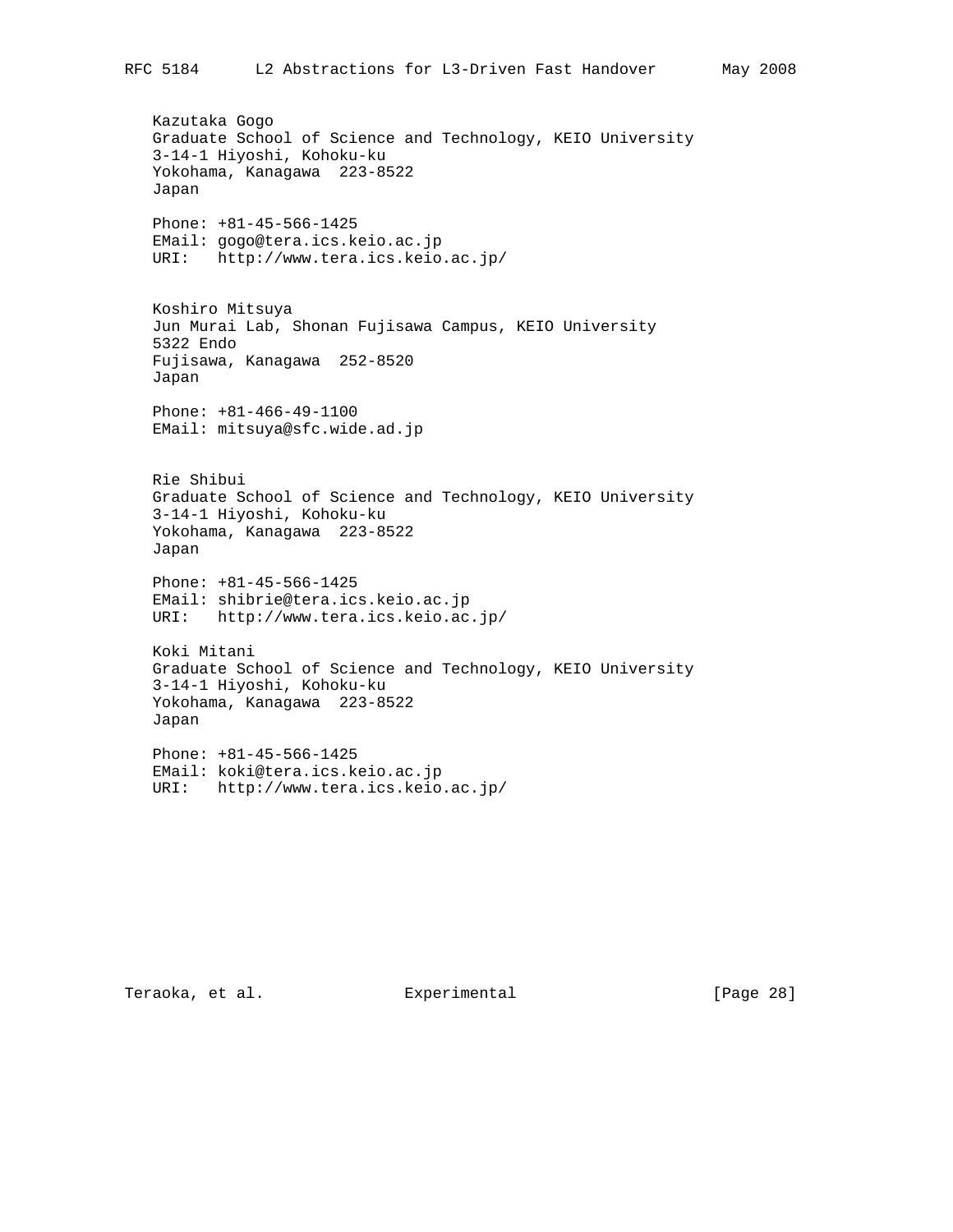Kazutaka Gogo
Graduate School of Science and Technology, KEIO University
3-14-1 Hiyoshi, Kohoku-ku
Yokohama, Kanagawa  223-8522
Japan

Phone: +81-45-566-1425
EMail: gogo@tera.ics.keio.ac.jp
URI:   http://www.tera.ics.keio.ac.jp/

Koshiro Mitsuya
Jun Murai Lab, Shonan Fujisawa Campus, KEIO University
5322 Endo
Fujisawa, Kanagawa  252-8520
Japan

Phone: +81-466-49-1100
EMail: mitsuya@sfc.wide.ad.jp

Rie Shibui
Graduate School of Science and Technology, KEIO University
3-14-1 Hiyoshi, Kohoku-ku
Yokohama, Kanagawa  223-8522
Japan

Phone: +81-45-566-1425
EMail: shibrie@tera.ics.keio.ac.jp
URI:   http://www.tera.ics.keio.ac.jp/

Koki Mitani
Graduate School of Science and Technology, KEIO University
3-14-1 Hiyoshi, Kohoku-ku
Yokohama, Kanagawa  223-8522
Japan

Phone: +81-45-566-1425
EMail: koki@tera.ics.keio.ac.jp
URI:   http://www.tera.ics.keio.ac.jp/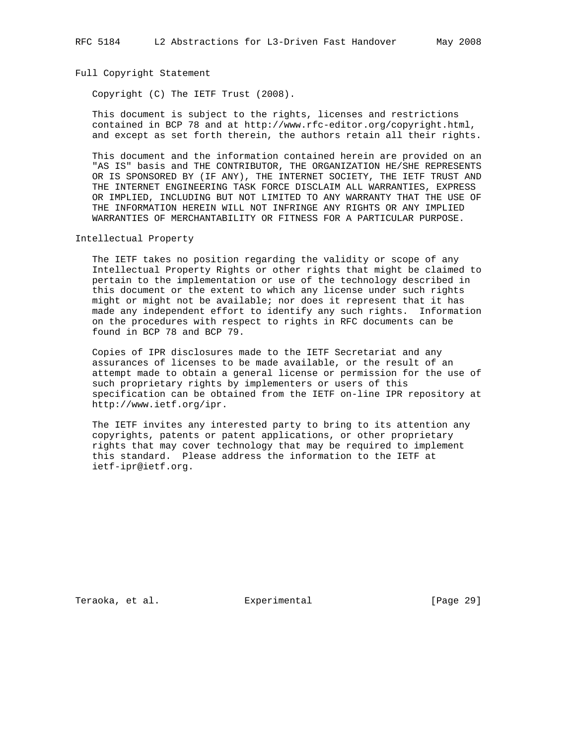## Full Copyright Statement

Copyright (C) The IETF Trust (2008).

This document is subject to the rights, licenses and restrictions contained in BCP 78 and at http://www.rfc-editor.org/copyright.html, and except as set forth therein, the authors retain all their rights.

This document and the information contained herein are provided on an "AS IS" basis and THE CONTRIBUTOR, THE ORGANIZATION HE/SHE REPRESENTS OR IS SPONSORED BY (IF ANY), THE INTERNET SOCIETY, THE IETF TRUST AND THE INTERNET ENGINEERING TASK FORCE DISCLAIM ALL WARRANTIES, EXPRESS OR IMPLIED, INCLUDING BUT NOT LIMITED TO ANY WARRANTY THAT THE USE OF THE INFORMATION HEREIN WILL NOT INFRINGE ANY RIGHTS OR ANY IMPLIED WARRANTIES OF MERCHANTABILITY OR FITNESS FOR A PARTICULAR PURPOSE.

## Intellectual Property

The IETF takes no position regarding the validity or scope of any Intellectual Property Rights or other rights that might be claimed to pertain to the implementation or use of the technology described in this document or the extent to which any license under such rights might or might not be available; nor does it represent that it has made any independent effort to identify any such rights. Information on the procedures with respect to rights in RFC documents can be found in BCP 78 and BCP 79.

Copies of IPR disclosures made to the IETF Secretariat and any assurances of licenses to be made available, or the result of an attempt made to obtain a general license or permission for the use of such proprietary rights by implementers or users of this specification can be obtained from the IETF on-line IPR repository at http://www.ietf.org/ipr.

The IETF invites any interested party to bring to its attention any copyrights, patents or patent applications, or other proprietary rights that may cover technology that may be required to implement this standard. Please address the information to the IETF at ietf-ipr@ietf.org.